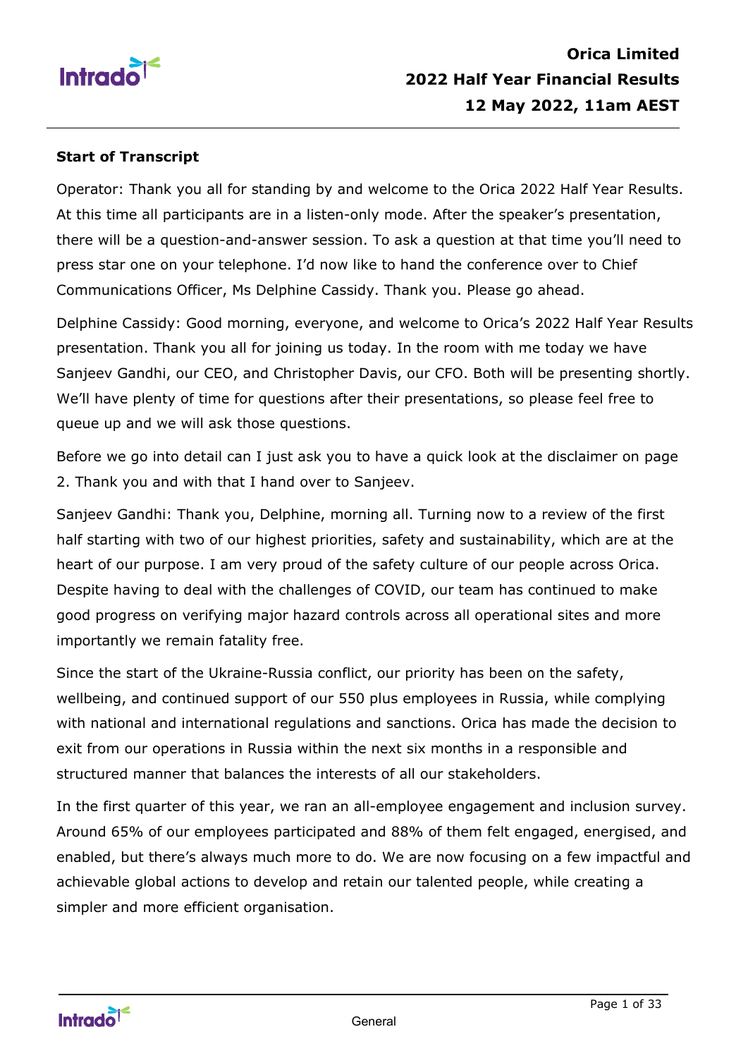# Orica Limited
# 2022 Half Year Financial Results
# 12 May 2022, 11am AEST

**Start of Transcript**

Operator: Thank you all for standing by and welcome to the Orica 2022 Half Year Results. At this time all participants are in a listen-only mode. After the speaker's presentation, there will be a question-and-answer session. To ask a question at that time you'll need to press star one on your telephone. I'd now like to hand the conference over to Chief Communications Officer, Ms Delphine Cassidy. Thank you. Please go ahead.

Delphine Cassidy: Good morning, everyone, and welcome to Orica's 2022 Half Year Results presentation. Thank you all for joining us today. In the room with me today we have Sanjeev Gandhi, our CEO, and Christopher Davis, our CFO. Both will be presenting shortly. We'll have plenty of time for questions after their presentations, so please feel free to queue up and we will ask those questions.

Before we go into detail can I just ask you to have a quick look at the disclaimer on page 2. Thank you and with that I hand over to Sanjeev.

Sanjeev Gandhi: Thank you, Delphine, morning all. Turning now to a review of the first half starting with two of our highest priorities, safety and sustainability, which are at the heart of our purpose. I am very proud of the safety culture of our people across Orica. Despite having to deal with the challenges of COVID, our team has continued to make good progress on verifying major hazard controls across all operational sites and more importantly we remain fatality free.

Since the start of the Ukraine-Russia conflict, our priority has been on the safety, wellbeing, and continued support of our 550 plus employees in Russia, while complying with national and international regulations and sanctions. Orica has made the decision to exit from our operations in Russia within the next six months in a responsible and structured manner that balances the interests of all our stakeholders.

In the first quarter of this year, we ran an all-employee engagement and inclusion survey. Around 65% of our employees participated and 88% of them felt engaged, energised, and enabled, but there's always much more to do. We are now focusing on a few impactful and achievable global actions to develop and retain our talented people, while creating a simpler and more efficient organisation.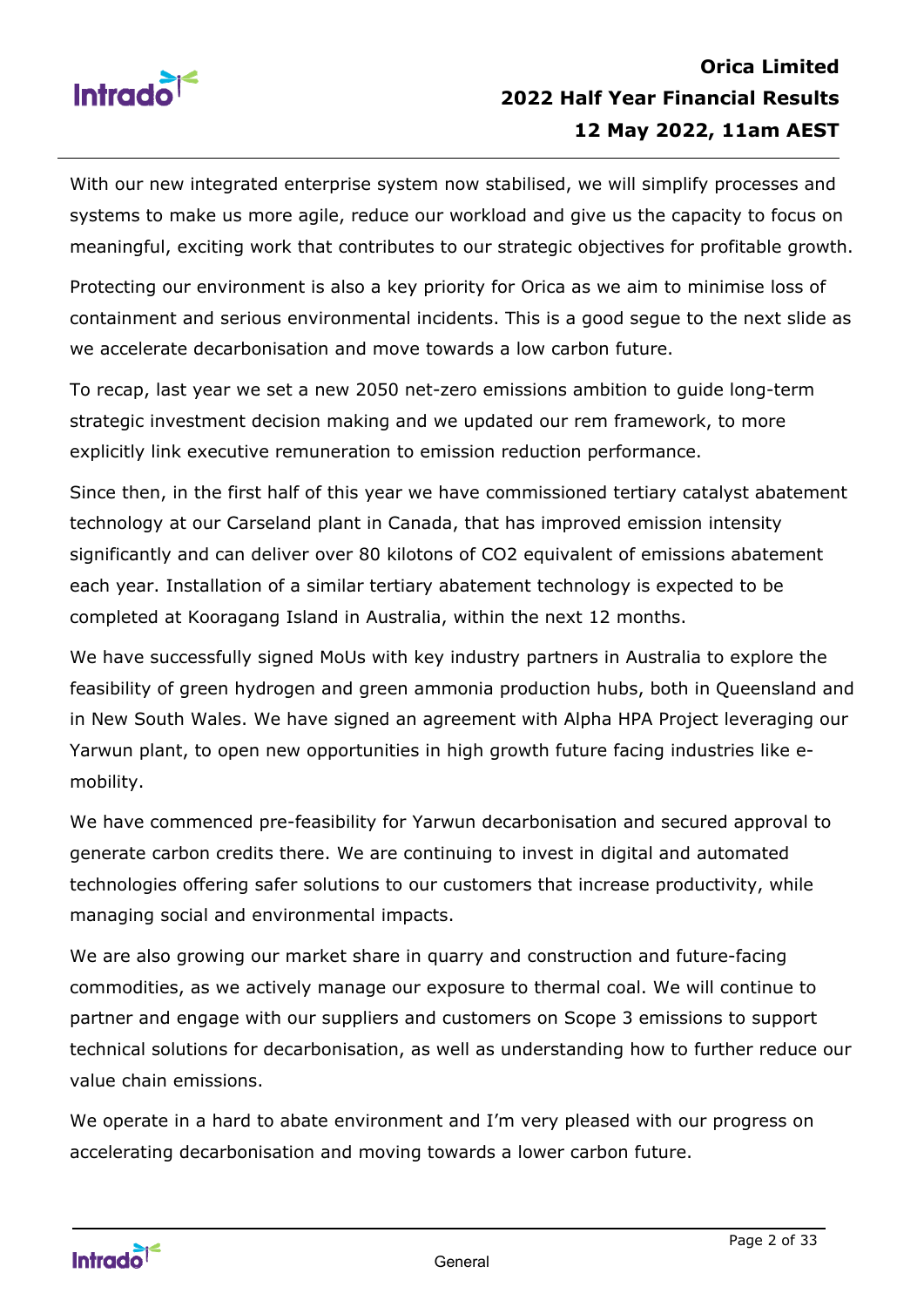With our new integrated enterprise system now stabilised, we will simplify processes and systems to make us more agile, reduce our workload and give us the capacity to focus on meaningful, exciting work that contributes to our strategic objectives for profitable growth.

Protecting our environment is also a key priority for Orica as we aim to minimise loss of containment and serious environmental incidents. This is a good segue to the next slide as we accelerate decarbonisation and move towards a low carbon future.

To recap, last year we set a new 2050 net-zero emissions ambition to guide long-term strategic investment decision making and we updated our rem framework, to more explicitly link executive remuneration to emission reduction performance.

Since then, in the first half of this year we have commissioned tertiary catalyst abatement technology at our Carseland plant in Canada, that has improved emission intensity significantly and can deliver over 80 kilotons of $CO_2$ equivalent of emissions abatement each year. Installation of a similar tertiary abatement technology is expected to be completed at Kooragang Island in Australia, within the next 12 months.

We have successfully signed MoUs with key industry partners in Australia to explore the feasibility of green hydrogen and green ammonia production hubs, both in Queensland and in New South Wales. We have signed an agreement with Alpha HPA Project leveraging our Yarwun plant, to open new opportunities in high growth future facing industries like e-mobility.

We have commenced pre-feasibility for Yarwun decarbonisation and secured approval to generate carbon credits there. We are continuing to invest in digital and automated technologies offering safer solutions to our customers that increase productivity, while managing social and environmental impacts.

We are also growing our market share in quarry and construction and future-facing commodities, as we actively manage our exposure to thermal coal. We will continue to partner and engage with our suppliers and customers on Scope 3 emissions to support technical solutions for decarbonisation, as well as understanding how to further reduce our value chain emissions.

We operate in a hard to abate environment and I'm very pleased with our progress on accelerating decarbonisation and moving towards a lower carbon future.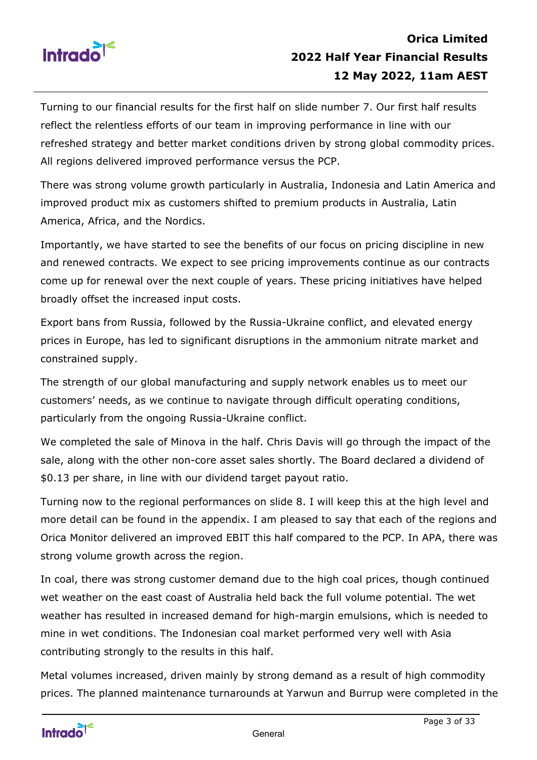Turning to our financial results for the first half on slide number 7. Our first half results reflect the relentless efforts of our team in improving performance in line with our refreshed strategy and better market conditions driven by strong global commodity prices. All regions delivered improved performance versus the PCP.

There was strong volume growth particularly in Australia, Indonesia and Latin America and improved product mix as customers shifted to premium products in Australia, Latin America, Africa, and the Nordics.

Importantly, we have started to see the benefits of our focus on pricing discipline in new and renewed contracts. We expect to see pricing improvements continue as our contracts come up for renewal over the next couple of years. These pricing initiatives have helped broadly offset the increased input costs.

Export bans from Russia, followed by the Russia-Ukraine conflict, and elevated energy prices in Europe, has led to significant disruptions in the ammonium nitrate market and constrained supply.

The strength of our global manufacturing and supply network enables us to meet our customers' needs, as we continue to navigate through difficult operating conditions, particularly from the ongoing Russia-Ukraine conflict.

We completed the sale of Minova in the half. Chris Davis will go through the impact of the sale, along with the other non-core asset sales shortly. The Board declared a dividend of $0.13 per share, in line with our dividend target payout ratio.

Turning now to the regional performances on slide 8. I will keep this at the high level and more detail can be found in the appendix. I am pleased to say that each of the regions and Orica Monitor delivered an improved EBIT this half compared to the PCP. In APA, there was strong volume growth across the region.

In coal, there was strong customer demand due to the high coal prices, though continued wet weather on the east coast of Australia held back the full volume potential. The wet weather has resulted in increased demand for high-margin emulsions, which is needed to mine in wet conditions. The Indonesian coal market performed very well with Asia contributing strongly to the results in this half.

Metal volumes increased, driven mainly by strong demand as a result of high commodity prices. The planned maintenance turnarounds at Yarwun and Burrup were completed in the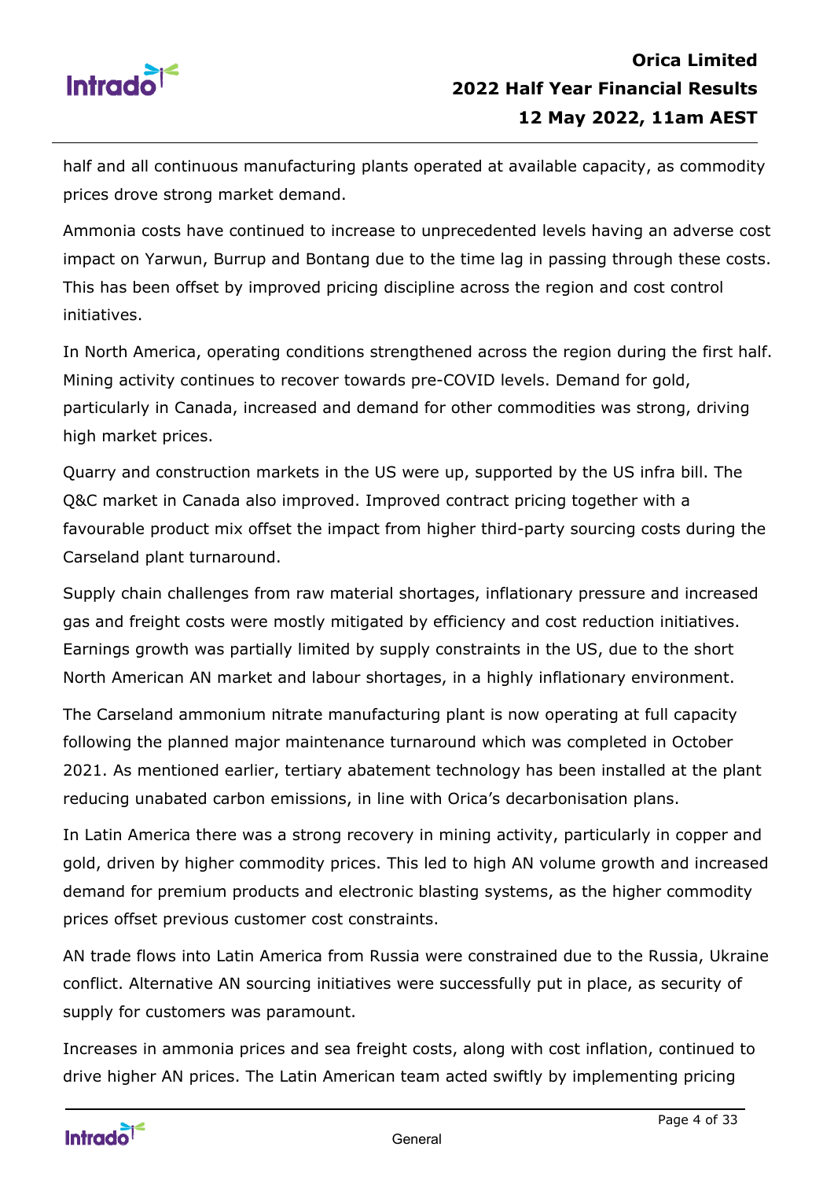half and all continuous manufacturing plants operated at available capacity, as commodity prices drove strong market demand.

Ammonia costs have continued to increase to unprecedented levels having an adverse cost impact on Yarwun, Burrup and Bontang due to the time lag in passing through these costs. This has been offset by improved pricing discipline across the region and cost control initiatives.

In North America, operating conditions strengthened across the region during the first half. Mining activity continues to recover towards pre-COVID levels. Demand for gold, particularly in Canada, increased and demand for other commodities was strong, driving high market prices.

Quarry and construction markets in the US were up, supported by the US infra bill. The Q&C market in Canada also improved. Improved contract pricing together with a favourable product mix offset the impact from higher third-party sourcing costs during the Carseland plant turnaround.

Supply chain challenges from raw material shortages, inflationary pressure and increased gas and freight costs were mostly mitigated by efficiency and cost reduction initiatives. Earnings growth was partially limited by supply constraints in the US, due to the short North American AN market and labour shortages, in a highly inflationary environment.

The Carseland ammonium nitrate manufacturing plant is now operating at full capacity following the planned major maintenance turnaround which was completed in October 2021. As mentioned earlier, tertiary abatement technology has been installed at the plant reducing unabated carbon emissions, in line with Orica's decarbonisation plans.

In Latin America there was a strong recovery in mining activity, particularly in copper and gold, driven by higher commodity prices. This led to high AN volume growth and increased demand for premium products and electronic blasting systems, as the higher commodity prices offset previous customer cost constraints.

AN trade flows into Latin America from Russia were constrained due to the Russia, Ukraine conflict. Alternative AN sourcing initiatives were successfully put in place, as security of supply for customers was paramount.

Increases in ammonia prices and sea freight costs, along with cost inflation, continued to drive higher AN prices. The Latin American team acted swiftly by implementing pricing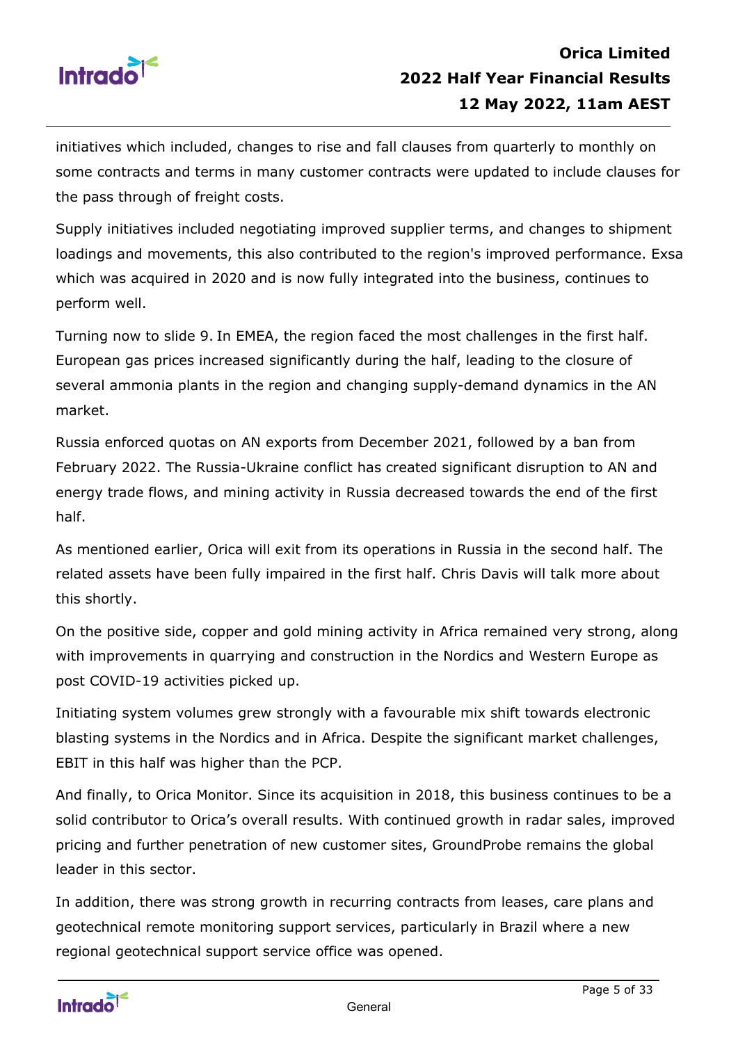initiatives which included, changes to rise and fall clauses from quarterly to monthly on some contracts and terms in many customer contracts were updated to include clauses for the pass through of freight costs.

Supply initiatives included negotiating improved supplier terms, and changes to shipment loadings and movements, this also contributed to the region's improved performance. Exsa which was acquired in 2020 and is now fully integrated into the business, continues to perform well.

Turning now to slide 9. In EMEA, the region faced the most challenges in the first half. European gas prices increased significantly during the half, leading to the closure of several ammonia plants in the region and changing supply-demand dynamics in the AN market.

Russia enforced quotas on AN exports from December 2021, followed by a ban from February 2022. The Russia-Ukraine conflict has created significant disruption to AN and energy trade flows, and mining activity in Russia decreased towards the end of the first half.

As mentioned earlier, Orica will exit from its operations in Russia in the second half. The related assets have been fully impaired in the first half. Chris Davis will talk more about this shortly.

On the positive side, copper and gold mining activity in Africa remained very strong, along with improvements in quarrying and construction in the Nordics and Western Europe as post COVID-19 activities picked up.

Initiating system volumes grew strongly with a favourable mix shift towards electronic blasting systems in the Nordics and in Africa. Despite the significant market challenges, EBIT in this half was higher than the PCP.

And finally, to Orica Monitor. Since its acquisition in 2018, this business continues to be a solid contributor to Orica's overall results. With continued growth in radar sales, improved pricing and further penetration of new customer sites, GroundProbe remains the global leader in this sector.

In addition, there was strong growth in recurring contracts from leases, care plans and geotechnical remote monitoring support services, particularly in Brazil where a new regional geotechnical support service office was opened.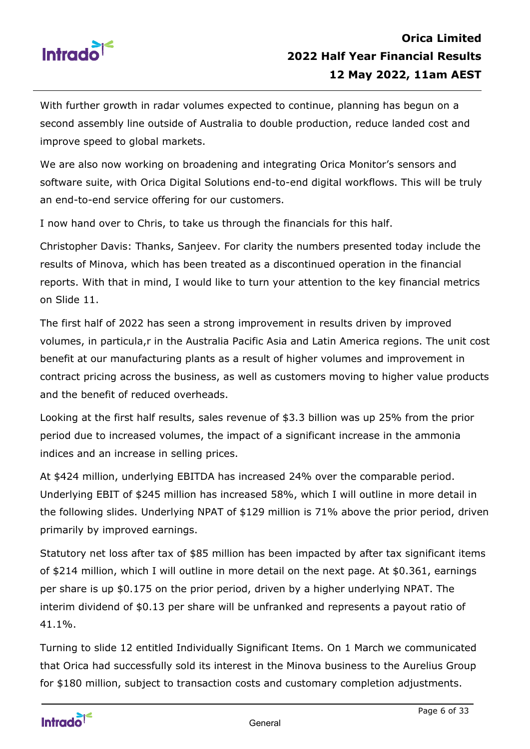With further growth in radar volumes expected to continue, planning has begun on a second assembly line outside of Australia to double production, reduce landed cost and improve speed to global markets.

We are also now working on broadening and integrating Orica Monitor's sensors and software suite, with Orica Digital Solutions end-to-end digital workflows. This will be truly an end-to-end service offering for our customers.

I now hand over to Chris, to take us through the financials for this half.

Christopher Davis: Thanks, Sanjeev. For clarity the numbers presented today include the results of Minova, which has been treated as a discontinued operation in the financial reports. With that in mind, I would like to turn your attention to the key financial metrics on Slide 11.

The first half of 2022 has seen a strong improvement in results driven by improved volumes, in particula,r in the Australia Pacific Asia and Latin America regions. The unit cost benefit at our manufacturing plants as a result of higher volumes and improvement in contract pricing across the business, as well as customers moving to higher value products and the benefit of reduced overheads.

Looking at the first half results, sales revenue of $3.3 billion was up 25% from the prior period due to increased volumes, the impact of a significant increase in the ammonia indices and an increase in selling prices.

At $424 million, underlying EBITDA has increased 24% over the comparable period. Underlying EBIT of $245 million has increased 58%, which I will outline in more detail in the following slides. Underlying NPAT of $129 million is 71% above the prior period, driven primarily by improved earnings.

Statutory net loss after tax of $85 million has been impacted by after tax significant items of $214 million, which I will outline in more detail on the next page. At $0.361, earnings per share is up $0.175 on the prior period, driven by a higher underlying NPAT. The interim dividend of $0.13 per share will be unfranked and represents a payout ratio of 41.1%.

Turning to slide 12 entitled Individually Significant Items. On 1 March we communicated that Orica had successfully sold its interest in the Minova business to the Aurelius Group for $180 million, subject to transaction costs and customary completion adjustments.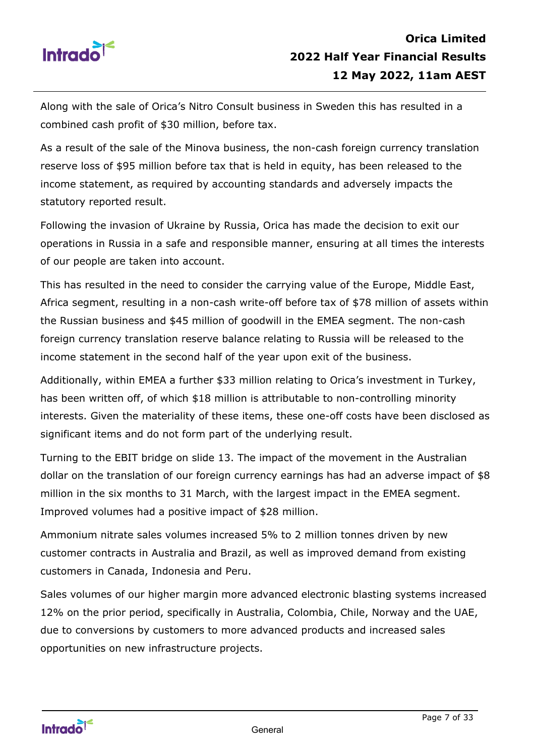Along with the sale of Orica's Nitro Consult business in Sweden this has resulted in a combined cash profit of $30 million, before tax.

As a result of the sale of the Minova business, the non-cash foreign currency translation reserve loss of $95 million before tax that is held in equity, has been released to the income statement, as required by accounting standards and adversely impacts the statutory reported result.

Following the invasion of Ukraine by Russia, Orica has made the decision to exit our operations in Russia in a safe and responsible manner, ensuring at all times the interests of our people are taken into account.

This has resulted in the need to consider the carrying value of the Europe, Middle East, Africa segment, resulting in a non-cash write-off before tax of $78 million of assets within the Russian business and $45 million of goodwill in the EMEA segment. The non-cash foreign currency translation reserve balance relating to Russia will be released to the income statement in the second half of the year upon exit of the business.

Additionally, within EMEA a further $33 million relating to Orica's investment in Turkey, has been written off, of which $18 million is attributable to non-controlling minority interests. Given the materiality of these items, these one-off costs have been disclosed as significant items and do not form part of the underlying result.

Turning to the EBIT bridge on slide 13. The impact of the movement in the Australian dollar on the translation of our foreign currency earnings has had an adverse impact of $8 million in the six months to 31 March, with the largest impact in the EMEA segment. Improved volumes had a positive impact of $28 million.

Ammonium nitrate sales volumes increased 5% to 2 million tonnes driven by new customer contracts in Australia and Brazil, as well as improved demand from existing customers in Canada, Indonesia and Peru.

Sales volumes of our higher margin more advanced electronic blasting systems increased 12% on the prior period, specifically in Australia, Colombia, Chile, Norway and the UAE, due to conversions by customers to more advanced products and increased sales opportunities on new infrastructure projects.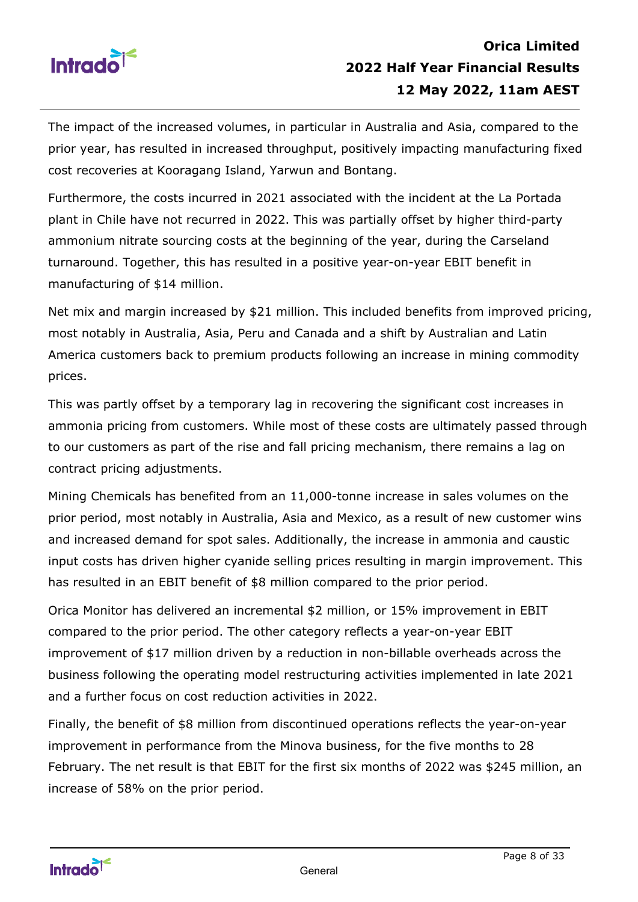The impact of the increased volumes, in particular in Australia and Asia, compared to the prior year, has resulted in increased throughput, positively impacting manufacturing fixed cost recoveries at Kooragang Island, Yarwun and Bontang.

Furthermore, the costs incurred in 2021 associated with the incident at the La Portada plant in Chile have not recurred in 2022. This was partially offset by higher third-party ammonium nitrate sourcing costs at the beginning of the year, during the Carseland turnaround. Together, this has resulted in a positive year-on-year EBIT benefit in manufacturing of $14 million.

Net mix and margin increased by $21 million. This included benefits from improved pricing, most notably in Australia, Asia, Peru and Canada and a shift by Australian and Latin America customers back to premium products following an increase in mining commodity prices.

This was partly offset by a temporary lag in recovering the significant cost increases in ammonia pricing from customers. While most of these costs are ultimately passed through to our customers as part of the rise and fall pricing mechanism, there remains a lag on contract pricing adjustments.

Mining Chemicals has benefited from an 11,000-tonne increase in sales volumes on the prior period, most notably in Australia, Asia and Mexico, as a result of new customer wins and increased demand for spot sales. Additionally, the increase in ammonia and caustic input costs has driven higher cyanide selling prices resulting in margin improvement. This has resulted in an EBIT benefit of $8 million compared to the prior period.

Orica Monitor has delivered an incremental $2 million, or 15% improvement in EBIT compared to the prior period. The other category reflects a year-on-year EBIT improvement of $17 million driven by a reduction in non-billable overheads across the business following the operating model restructuring activities implemented in late 2021 and a further focus on cost reduction activities in 2022.

Finally, the benefit of $8 million from discontinued operations reflects the year-on-year improvement in performance from the Minova business, for the five months to 28 February. The net result is that EBIT for the first six months of 2022 was $245 million, an increase of 58% on the prior period.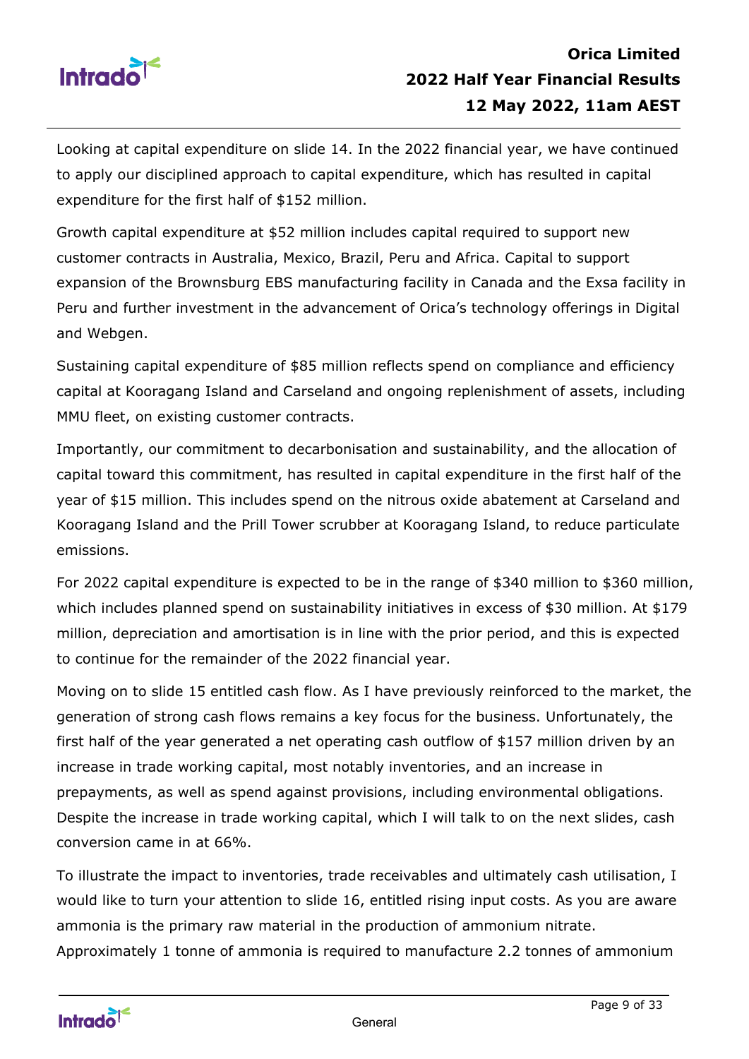Looking at capital expenditure on slide 14. In the 2022 financial year, we have continued to apply our disciplined approach to capital expenditure, which has resulted in capital expenditure for the first half of $152 million.

Growth capital expenditure at $52 million includes capital required to support new customer contracts in Australia, Mexico, Brazil, Peru and Africa. Capital to support expansion of the Brownsburg EBS manufacturing facility in Canada and the Exsa facility in Peru and further investment in the advancement of Orica's technology offerings in Digital and Webgen.

Sustaining capital expenditure of $85 million reflects spend on compliance and efficiency capital at Kooragang Island and Carseland and ongoing replenishment of assets, including MMU fleet, on existing customer contracts.

Importantly, our commitment to decarbonisation and sustainability, and the allocation of capital toward this commitment, has resulted in capital expenditure in the first half of the year of $15 million. This includes spend on the nitrous oxide abatement at Carseland and Kooragang Island and the Prill Tower scrubber at Kooragang Island, to reduce particulate emissions.

For 2022 capital expenditure is expected to be in the range of $340 million to $360 million, which includes planned spend on sustainability initiatives in excess of $30 million. At $179 million, depreciation and amortisation is in line with the prior period, and this is expected to continue for the remainder of the 2022 financial year.

Moving on to slide 15 entitled cash flow. As I have previously reinforced to the market, the generation of strong cash flows remains a key focus for the business. Unfortunately, the first half of the year generated a net operating cash outflow of $157 million driven by an increase in trade working capital, most notably inventories, and an increase in prepayments, as well as spend against provisions, including environmental obligations. Despite the increase in trade working capital, which I will talk to on the next slides, cash conversion came in at 66%.

To illustrate the impact to inventories, trade receivables and ultimately cash utilisation, I would like to turn your attention to slide 16, entitled rising input costs. As you are aware ammonia is the primary raw material in the production of ammonium nitrate. Approximately 1 tonne of ammonia is required to manufacture 2.2 tonnes of ammonium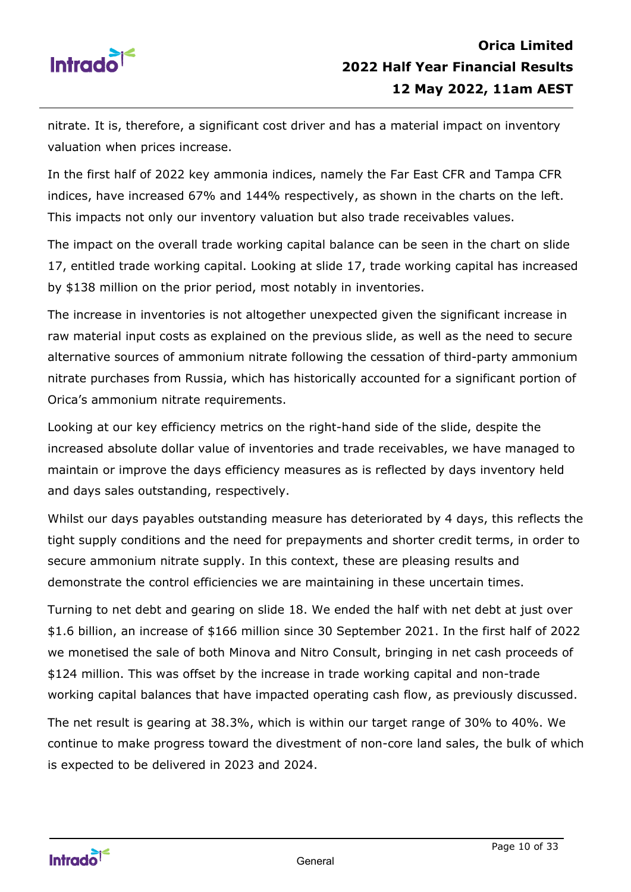nitrate. It is, therefore, a significant cost driver and has a material impact on inventory valuation when prices increase.

In the first half of 2022 key ammonia indices, namely the Far East CFR and Tampa CFR indices, have increased 67% and 144% respectively, as shown in the charts on the left. This impacts not only our inventory valuation but also trade receivables values.

The impact on the overall trade working capital balance can be seen in the chart on slide 17, entitled trade working capital. Looking at slide 17, trade working capital has increased by $138 million on the prior period, most notably in inventories.

The increase in inventories is not altogether unexpected given the significant increase in raw material input costs as explained on the previous slide, as well as the need to secure alternative sources of ammonium nitrate following the cessation of third-party ammonium nitrate purchases from Russia, which has historically accounted for a significant portion of Orica's ammonium nitrate requirements.

Looking at our key efficiency metrics on the right-hand side of the slide, despite the increased absolute dollar value of inventories and trade receivables, we have managed to maintain or improve the days efficiency measures as is reflected by days inventory held and days sales outstanding, respectively.

Whilst our days payables outstanding measure has deteriorated by 4 days, this reflects the tight supply conditions and the need for prepayments and shorter credit terms, in order to secure ammonium nitrate supply. In this context, these are pleasing results and demonstrate the control efficiencies we are maintaining in these uncertain times.

Turning to net debt and gearing on slide 18. We ended the half with net debt at just over $1.6 billion, an increase of $166 million since 30 September 2021. In the first half of 2022 we monetised the sale of both Minova and Nitro Consult, bringing in net cash proceeds of $124 million. This was offset by the increase in trade working capital and non-trade working capital balances that have impacted operating cash flow, as previously discussed.

The net result is gearing at 38.3%, which is within our target range of 30% to 40%. We continue to make progress toward the divestment of non-core land sales, the bulk of which is expected to be delivered in 2023 and 2024.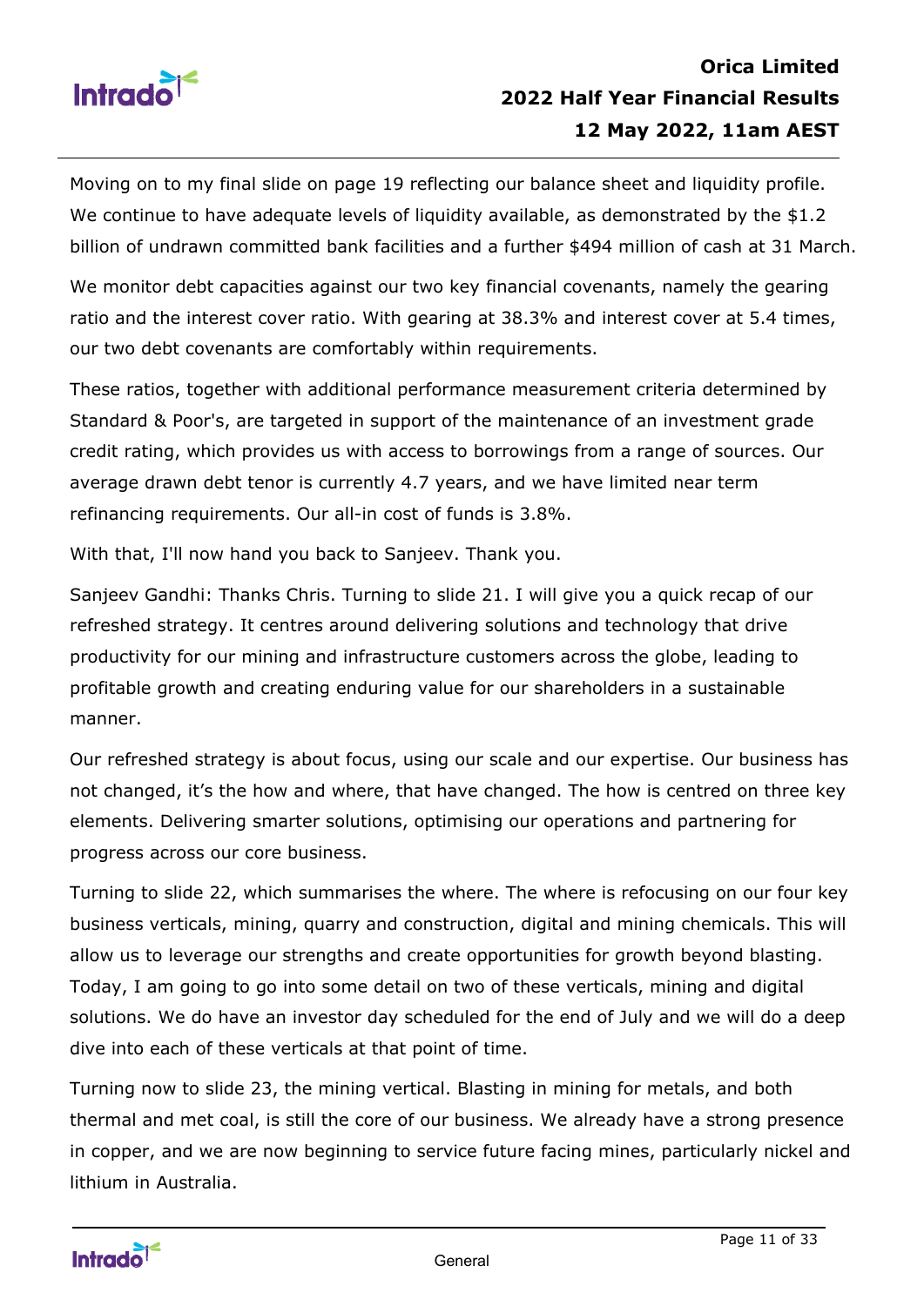Moving on to my final slide on page 19 reflecting our balance sheet and liquidity profile. We continue to have adequate levels of liquidity available, as demonstrated by the $1.2 billion of undrawn committed bank facilities and a further $494 million of cash at 31 March.

We monitor debt capacities against our two key financial covenants, namely the gearing ratio and the interest cover ratio. With gearing at 38.3% and interest cover at 5.4 times, our two debt covenants are comfortably within requirements.

These ratios, together with additional performance measurement criteria determined by Standard & Poor's, are targeted in support of the maintenance of an investment grade credit rating, which provides us with access to borrowings from a range of sources. Our average drawn debt tenor is currently 4.7 years, and we have limited near term refinancing requirements. Our all-in cost of funds is 3.8%.

With that, I'll now hand you back to Sanjeev. Thank you.

Sanjeev Gandhi: Thanks Chris. Turning to slide 21. I will give you a quick recap of our refreshed strategy. It centres around delivering solutions and technology that drive productivity for our mining and infrastructure customers across the globe, leading to profitable growth and creating enduring value for our shareholders in a sustainable manner.

Our refreshed strategy is about focus, using our scale and our expertise. Our business has not changed, it's the how and where, that have changed. The how is centred on three key elements. Delivering smarter solutions, optimising our operations and partnering for progress across our core business.

Turning to slide 22, which summarises the where. The where is refocusing on our four key business verticals, mining, quarry and construction, digital and mining chemicals. This will allow us to leverage our strengths and create opportunities for growth beyond blasting. Today, I am going to go into some detail on two of these verticals, mining and digital solutions. We do have an investor day scheduled for the end of July and we will do a deep dive into each of these verticals at that point of time.

Turning now to slide 23, the mining vertical. Blasting in mining for metals, and both thermal and met coal, is still the core of our business. We already have a strong presence in copper, and we are now beginning to service future facing mines, particularly nickel and lithium in Australia.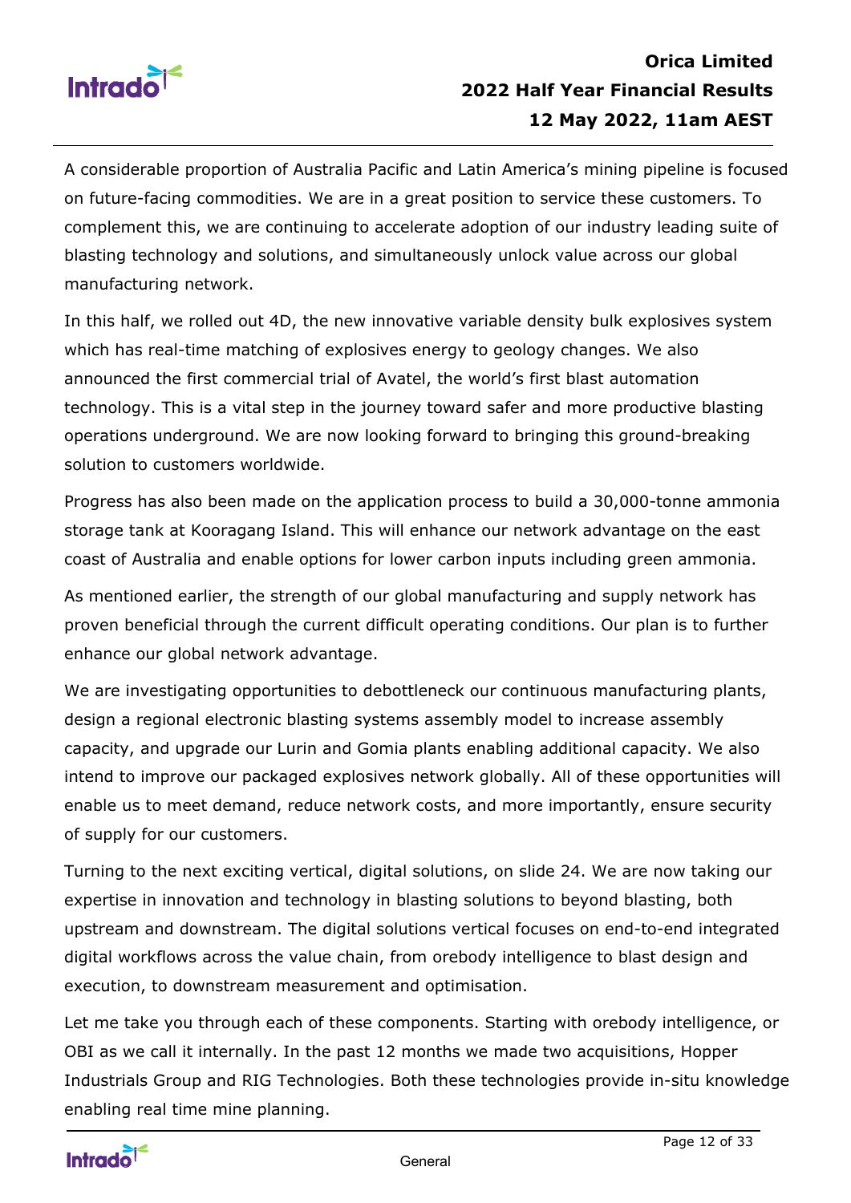A considerable proportion of Australia Pacific and Latin America's mining pipeline is focused on future-facing commodities. We are in a great position to service these customers. To complement this, we are continuing to accelerate adoption of our industry leading suite of blasting technology and solutions, and simultaneously unlock value across our global manufacturing network.

In this half, we rolled out 4D, the new innovative variable density bulk explosives system which has real-time matching of explosives energy to geology changes. We also announced the first commercial trial of Avatel, the world's first blast automation technology. This is a vital step in the journey toward safer and more productive blasting operations underground. We are now looking forward to bringing this ground-breaking solution to customers worldwide.

Progress has also been made on the application process to build a 30,000-tonne ammonia storage tank at Kooragang Island. This will enhance our network advantage on the east coast of Australia and enable options for lower carbon inputs including green ammonia.

As mentioned earlier, the strength of our global manufacturing and supply network has proven beneficial through the current difficult operating conditions. Our plan is to further enhance our global network advantage.

We are investigating opportunities to debottleneck our continuous manufacturing plants, design a regional electronic blasting systems assembly model to increase assembly capacity, and upgrade our Lurin and Gomia plants enabling additional capacity. We also intend to improve our packaged explosives network globally. All of these opportunities will enable us to meet demand, reduce network costs, and more importantly, ensure security of supply for our customers.

Turning to the next exciting vertical, digital solutions, on slide 24. We are now taking our expertise in innovation and technology in blasting solutions to beyond blasting, both upstream and downstream. The digital solutions vertical focuses on end-to-end integrated digital workflows across the value chain, from orebody intelligence to blast design and execution, to downstream measurement and optimisation.

Let me take you through each of these components. Starting with orebody intelligence, or OBI as we call it internally. In the past 12 months we made two acquisitions, Hopper Industrials Group and RIG Technologies. Both these technologies provide in-situ knowledge enabling real time mine planning.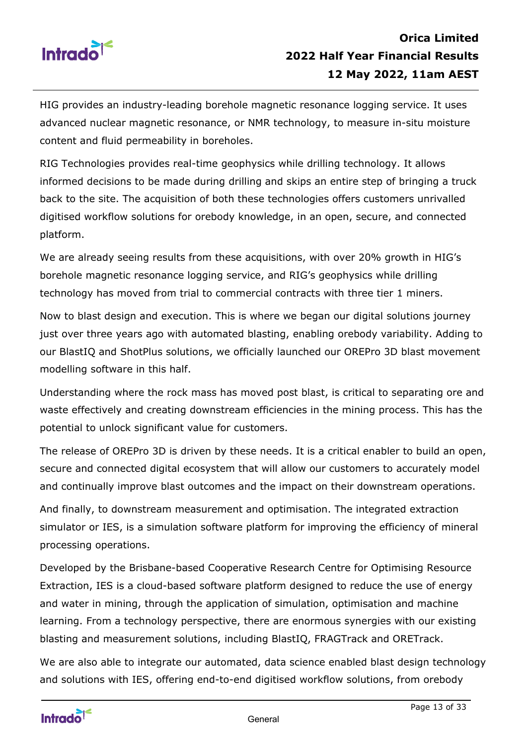HIG provides an industry-leading borehole magnetic resonance logging service. It uses advanced nuclear magnetic resonance, or NMR technology, to measure in-situ moisture content and fluid permeability in boreholes.

RIG Technologies provides real-time geophysics while drilling technology. It allows informed decisions to be made during drilling and skips an entire step of bringing a truck back to the site. The acquisition of both these technologies offers customers unrivalled digitised workflow solutions for orebody knowledge, in an open, secure, and connected platform.

We are already seeing results from these acquisitions, with over 20% growth in HIG's borehole magnetic resonance logging service, and RIG's geophysics while drilling technology has moved from trial to commercial contracts with three tier 1 miners.

Now to blast design and execution. This is where we began our digital solutions journey just over three years ago with automated blasting, enabling orebody variability. Adding to our BlastIQ and ShotPlus solutions, we officially launched our OREPro 3D blast movement modelling software in this half.

Understanding where the rock mass has moved post blast, is critical to separating ore and waste effectively and creating downstream efficiencies in the mining process. This has the potential to unlock significant value for customers.

The release of OREPro 3D is driven by these needs. It is a critical enabler to build an open, secure and connected digital ecosystem that will allow our customers to accurately model and continually improve blast outcomes and the impact on their downstream operations.

And finally, to downstream measurement and optimisation. The integrated extraction simulator or IES, is a simulation software platform for improving the efficiency of mineral processing operations.

Developed by the Brisbane-based Cooperative Research Centre for Optimising Resource Extraction, IES is a cloud-based software platform designed to reduce the use of energy and water in mining, through the application of simulation, optimisation and machine learning. From a technology perspective, there are enormous synergies with our existing blasting and measurement solutions, including BlastIQ, FRAGTrack and ORETrack.

We are also able to integrate our automated, data science enabled blast design technology and solutions with IES, offering end-to-end digitised workflow solutions, from orebody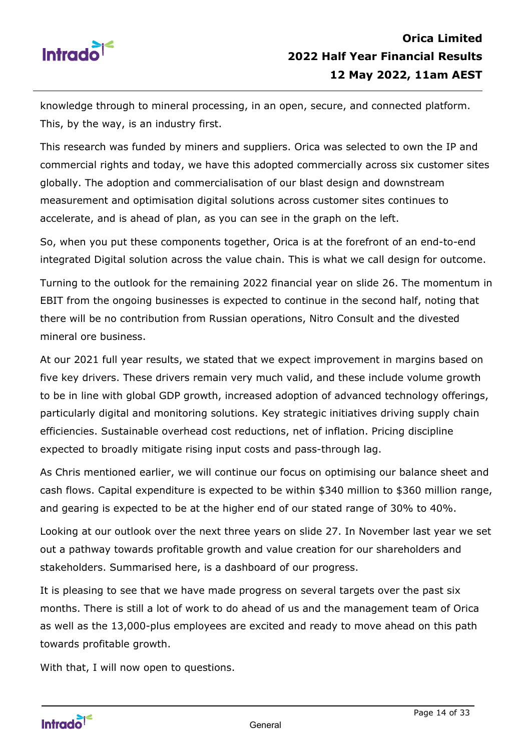knowledge through to mineral processing, in an open, secure, and connected platform. This, by the way, is an industry first.

This research was funded by miners and suppliers. Orica was selected to own the IP and commercial rights and today, we have this adopted commercially across six customer sites globally. The adoption and commercialisation of our blast design and downstream measurement and optimisation digital solutions across customer sites continues to accelerate, and is ahead of plan, as you can see in the graph on the left.

So, when you put these components together, Orica is at the forefront of an end-to-end integrated Digital solution across the value chain. This is what we call design for outcome.

Turning to the outlook for the remaining 2022 financial year on slide 26. The momentum in EBIT from the ongoing businesses is expected to continue in the second half, noting that there will be no contribution from Russian operations, Nitro Consult and the divested mineral ore business.

At our 2021 full year results, we stated that we expect improvement in margins based on five key drivers. These drivers remain very much valid, and these include volume growth to be in line with global GDP growth, increased adoption of advanced technology offerings, particularly digital and monitoring solutions. Key strategic initiatives driving supply chain efficiencies. Sustainable overhead cost reductions, net of inflation. Pricing discipline expected to broadly mitigate rising input costs and pass-through lag.

As Chris mentioned earlier, we will continue our focus on optimising our balance sheet and cash flows. Capital expenditure is expected to be within $340 million to $360 million range, and gearing is expected to be at the higher end of our stated range of 30% to 40%.

Looking at our outlook over the next three years on slide 27. In November last year we set out a pathway towards profitable growth and value creation for our shareholders and stakeholders. Summarised here, is a dashboard of our progress.

It is pleasing to see that we have made progress on several targets over the past six months. There is still a lot of work to do ahead of us and the management team of Orica as well as the 13,000-plus employees are excited and ready to move ahead on this path towards profitable growth.

With that, I will now open to questions.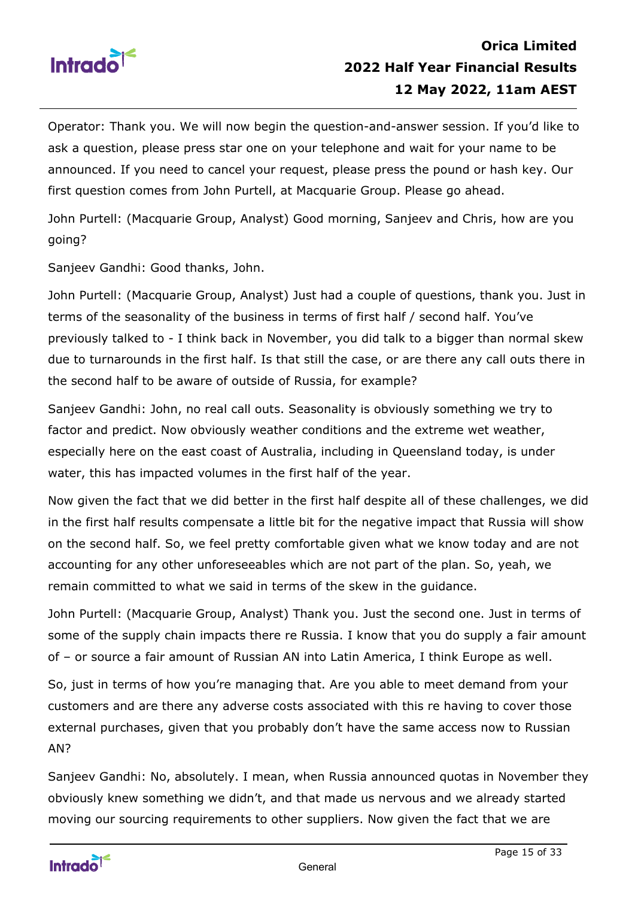Operator: Thank you. We will now begin the question-and-answer session. If you'd like to ask a question, please press star one on your telephone and wait for your name to be announced. If you need to cancel your request, please press the pound or hash key. Our first question comes from John Purtell, at Macquarie Group. Please go ahead.

John Purtell: (Macquarie Group, Analyst) Good morning, Sanjeev and Chris, how are you going?

Sanjeev Gandhi: Good thanks, John.

John Purtell: (Macquarie Group, Analyst) Just had a couple of questions, thank you. Just in terms of the seasonality of the business in terms of first half / second half. You've previously talked to - I think back in November, you did talk to a bigger than normal skew due to turnarounds in the first half. Is that still the case, or are there any call outs there in the second half to be aware of outside of Russia, for example?

Sanjeev Gandhi: John, no real call outs. Seasonality is obviously something we try to factor and predict. Now obviously weather conditions and the extreme wet weather, especially here on the east coast of Australia, including in Queensland today, is under water, this has impacted volumes in the first half of the year.

Now given the fact that we did better in the first half despite all of these challenges, we did in the first half results compensate a little bit for the negative impact that Russia will show on the second half. So, we feel pretty comfortable given what we know today and are not accounting for any other unforeseeables which are not part of the plan. So, yeah, we remain committed to what we said in terms of the skew in the guidance.

John Purtell: (Macquarie Group, Analyst) Thank you. Just the second one. Just in terms of some of the supply chain impacts there re Russia. I know that you do supply a fair amount of – or source a fair amount of Russian AN into Latin America, I think Europe as well.

So, just in terms of how you're managing that. Are you able to meet demand from your customers and are there any adverse costs associated with this re having to cover those external purchases, given that you probably don't have the same access now to Russian AN?

Sanjeev Gandhi: No, absolutely. I mean, when Russia announced quotas in November they obviously knew something we didn't, and that made us nervous and we already started moving our sourcing requirements to other suppliers. Now given the fact that we are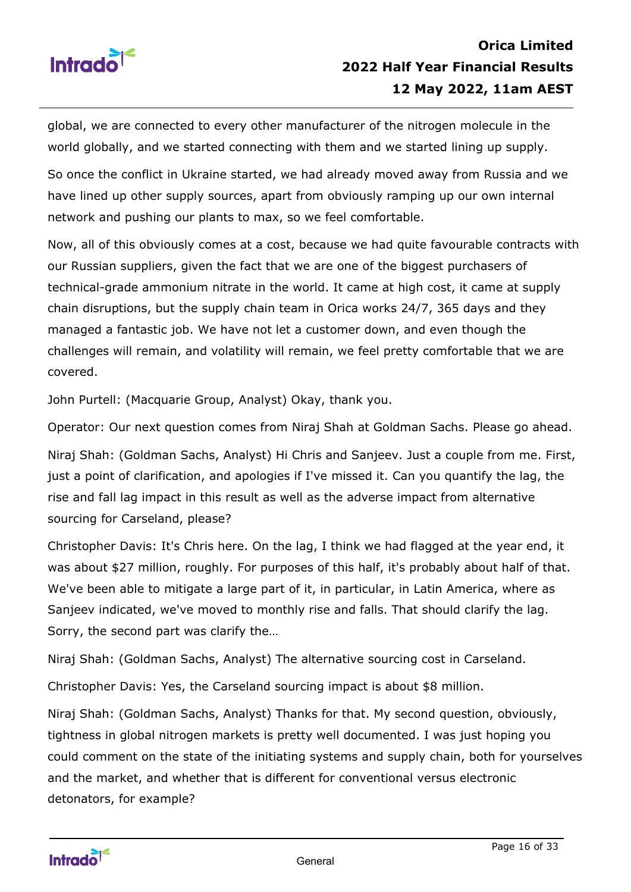global, we are connected to every other manufacturer of the nitrogen molecule in the world globally, and we started connecting with them and we started lining up supply.

So once the conflict in Ukraine started, we had already moved away from Russia and we have lined up other supply sources, apart from obviously ramping up our own internal network and pushing our plants to max, so we feel comfortable.

Now, all of this obviously comes at a cost, because we had quite favourable contracts with our Russian suppliers, given the fact that we are one of the biggest purchasers of technical-grade ammonium nitrate in the world. It came at high cost, it came at supply chain disruptions, but the supply chain team in Orica works 24/7, 365 days and they managed a fantastic job. We have not let a customer down, and even though the challenges will remain, and volatility will remain, we feel pretty comfortable that we are covered.

John Purtell: (Macquarie Group, Analyst) Okay, thank you.

Operator: Our next question comes from Niraj Shah at Goldman Sachs. Please go ahead.

Niraj Shah: (Goldman Sachs, Analyst) Hi Chris and Sanjeev. Just a couple from me. First, just a point of clarification, and apologies if I've missed it. Can you quantify the lag, the rise and fall lag impact in this result as well as the adverse impact from alternative sourcing for Carseland, please?

Christopher Davis: It's Chris here. On the lag, I think we had flagged at the year end, it was about $27 million, roughly. For purposes of this half, it's probably about half of that. We've been able to mitigate a large part of it, in particular, in Latin America, where as Sanjeev indicated, we've moved to monthly rise and falls. That should clarify the lag. Sorry, the second part was clarify the…

Niraj Shah: (Goldman Sachs, Analyst) The alternative sourcing cost in Carseland.

Christopher Davis: Yes, the Carseland sourcing impact is about $8 million.

Niraj Shah: (Goldman Sachs, Analyst) Thanks for that. My second question, obviously, tightness in global nitrogen markets is pretty well documented. I was just hoping you could comment on the state of the initiating systems and supply chain, both for yourselves and the market, and whether that is different for conventional versus electronic detonators, for example?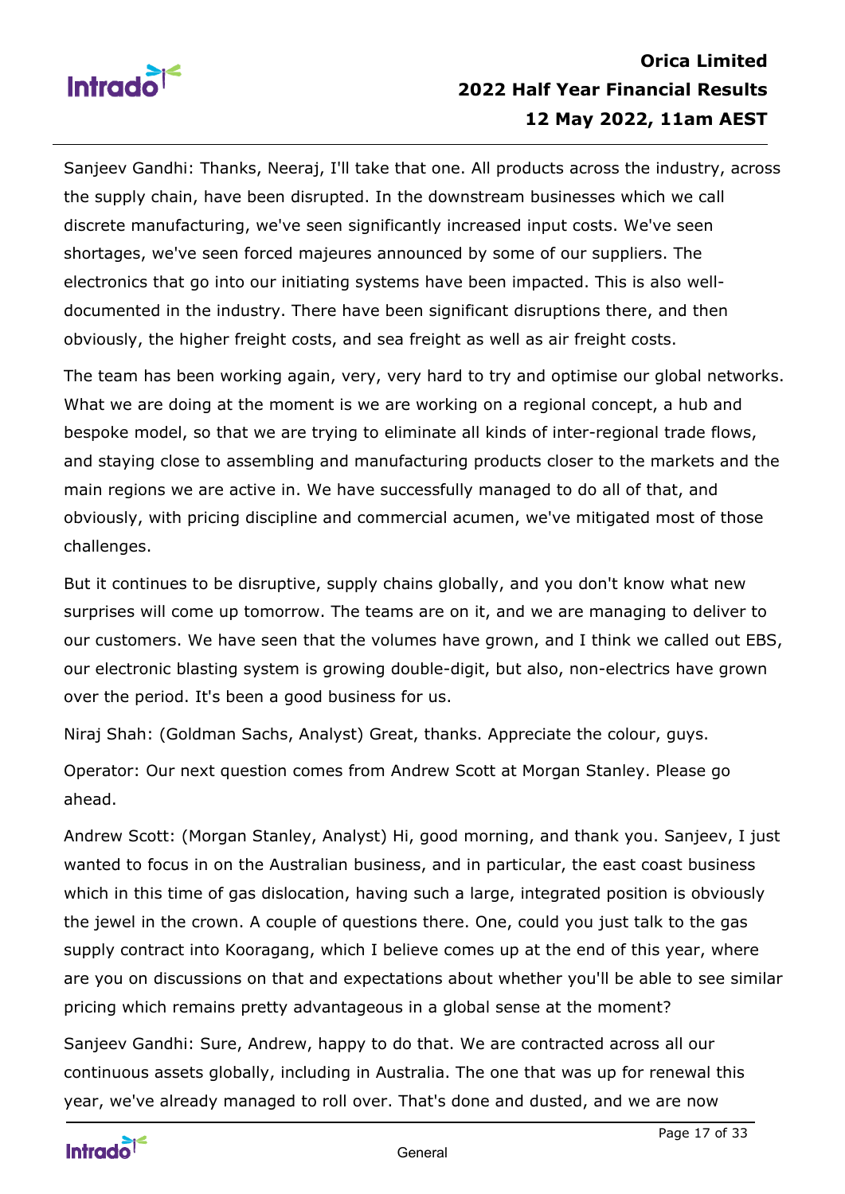Sanjeev Gandhi: Thanks, Neeraj, I'll take that one. All products across the industry, across the supply chain, have been disrupted. In the downstream businesses which we call discrete manufacturing, we've seen significantly increased input costs. We've seen shortages, we've seen forced majeures announced by some of our suppliers. The electronics that go into our initiating systems have been impacted. This is also well-documented in the industry. There have been significant disruptions there, and then obviously, the higher freight costs, and sea freight as well as air freight costs.

The team has been working again, very, very hard to try and optimise our global networks. What we are doing at the moment is we are working on a regional concept, a hub and bespoke model, so that we are trying to eliminate all kinds of inter-regional trade flows, and staying close to assembling and manufacturing products closer to the markets and the main regions we are active in. We have successfully managed to do all of that, and obviously, with pricing discipline and commercial acumen, we've mitigated most of those challenges.

But it continues to be disruptive, supply chains globally, and you don't know what new surprises will come up tomorrow. The teams are on it, and we are managing to deliver to our customers. We have seen that the volumes have grown, and I think we called out EBS, our electronic blasting system is growing double-digit, but also, non-electrics have grown over the period. It's been a good business for us.

Niraj Shah: (Goldman Sachs, Analyst) Great, thanks. Appreciate the colour, guys.

Operator: Our next question comes from Andrew Scott at Morgan Stanley. Please go ahead.

Andrew Scott: (Morgan Stanley, Analyst) Hi, good morning, and thank you. Sanjeev, I just wanted to focus in on the Australian business, and in particular, the east coast business which in this time of gas dislocation, having such a large, integrated position is obviously the jewel in the crown. A couple of questions there. One, could you just talk to the gas supply contract into Kooragang, which I believe comes up at the end of this year, where are you on discussions on that and expectations about whether you'll be able to see similar pricing which remains pretty advantageous in a global sense at the moment?

Sanjeev Gandhi: Sure, Andrew, happy to do that. We are contracted across all our continuous assets globally, including in Australia. The one that was up for renewal this year, we've already managed to roll over. That's done and dusted, and we are now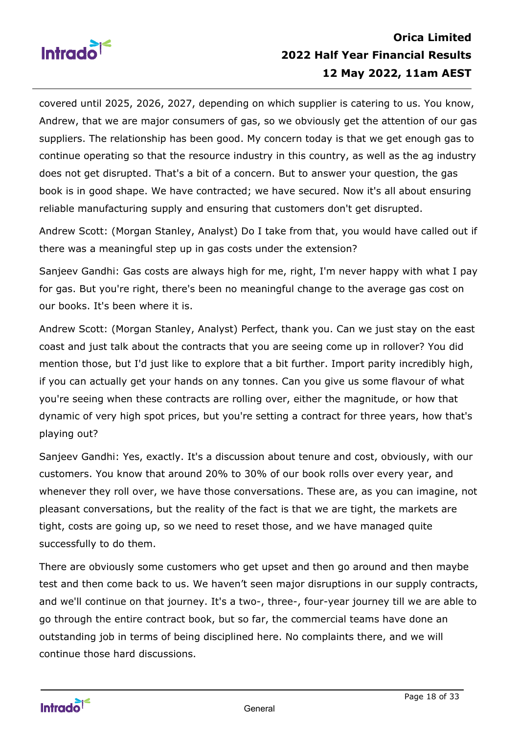covered until 2025, 2026, 2027, depending on which supplier is catering to us. You know, Andrew, that we are major consumers of gas, so we obviously get the attention of our gas suppliers. The relationship has been good. My concern today is that we get enough gas to continue operating so that the resource industry in this country, as well as the ag industry does not get disrupted. That's a bit of a concern. But to answer your question, the gas book is in good shape. We have contracted; we have secured. Now it's all about ensuring reliable manufacturing supply and ensuring that customers don't get disrupted.

Andrew Scott: (Morgan Stanley, Analyst) Do I take from that, you would have called out if there was a meaningful step up in gas costs under the extension?

Sanjeev Gandhi: Gas costs are always high for me, right, I'm never happy with what I pay for gas. But you're right, there's been no meaningful change to the average gas cost on our books. It's been where it is.

Andrew Scott: (Morgan Stanley, Analyst) Perfect, thank you. Can we just stay on the east coast and just talk about the contracts that you are seeing come up in rollover? You did mention those, but I'd just like to explore that a bit further. Import parity incredibly high, if you can actually get your hands on any tonnes. Can you give us some flavour of what you're seeing when these contracts are rolling over, either the magnitude, or how that dynamic of very high spot prices, but you're setting a contract for three years, how that's playing out?

Sanjeev Gandhi: Yes, exactly. It's a discussion about tenure and cost, obviously, with our customers. You know that around 20% to 30% of our book rolls over every year, and whenever they roll over, we have those conversations. These are, as you can imagine, not pleasant conversations, but the reality of the fact is that we are tight, the markets are tight, costs are going up, so we need to reset those, and we have managed quite successfully to do them.

There are obviously some customers who get upset and then go around and then maybe test and then come back to us. We haven't seen major disruptions in our supply contracts, and we'll continue on that journey. It's a two-, three-, four-year journey till we are able to go through the entire contract book, but so far, the commercial teams have done an outstanding job in terms of being disciplined here. No complaints there, and we will continue those hard discussions.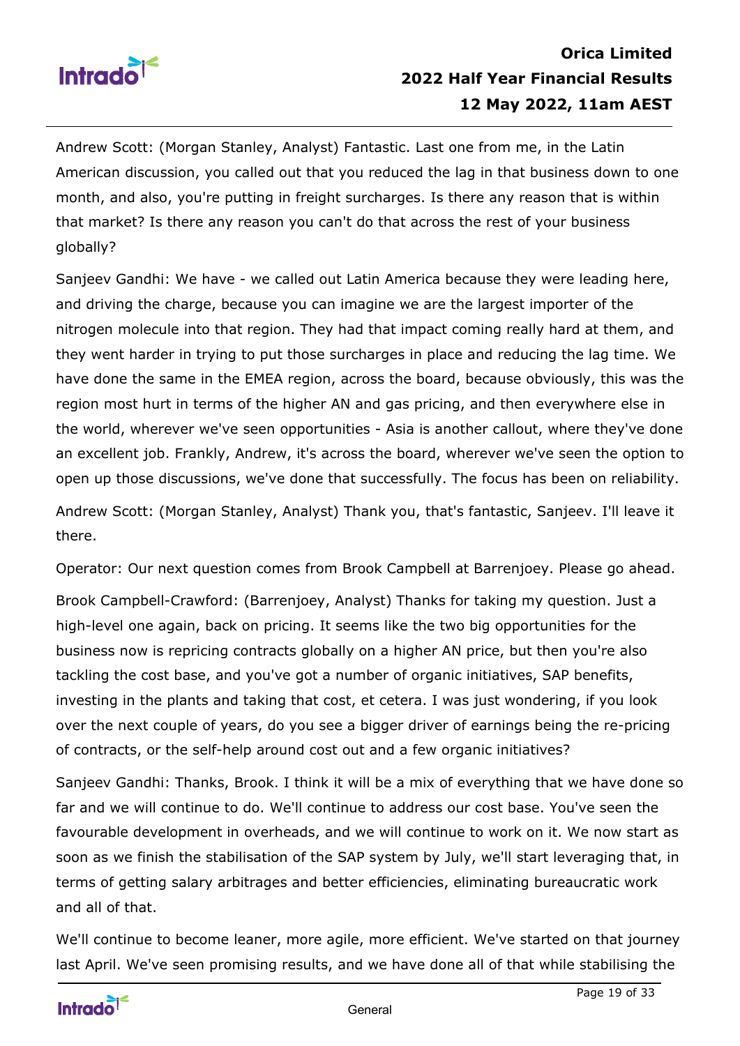Andrew Scott: (Morgan Stanley, Analyst) Fantastic. Last one from me, in the Latin American discussion, you called out that you reduced the lag in that business down to one month, and also, you're putting in freight surcharges. Is there any reason that is within that market? Is there any reason you can't do that across the rest of your business globally?

Sanjeev Gandhi: We have - we called out Latin America because they were leading here, and driving the charge, because you can imagine we are the largest importer of the nitrogen molecule into that region. They had that impact coming really hard at them, and they went harder in trying to put those surcharges in place and reducing the lag time. We have done the same in the EMEA region, across the board, because obviously, this was the region most hurt in terms of the higher AN and gas pricing, and then everywhere else in the world, wherever we've seen opportunities - Asia is another callout, where they've done an excellent job. Frankly, Andrew, it's across the board, wherever we've seen the option to open up those discussions, we've done that successfully. The focus has been on reliability.

Andrew Scott: (Morgan Stanley, Analyst) Thank you, that's fantastic, Sanjeev. I'll leave it there.

Operator: Our next question comes from Brook Campbell at Barrenjoey. Please go ahead.

Brook Campbell-Crawford: (Barrenjoey, Analyst) Thanks for taking my question. Just a high-level one again, back on pricing. It seems like the two big opportunities for the business now is repricing contracts globally on a higher AN price, but then you're also tackling the cost base, and you've got a number of organic initiatives, SAP benefits, investing in the plants and taking that cost, et cetera. I was just wondering, if you look over the next couple of years, do you see a bigger driver of earnings being the re-pricing of contracts, or the self-help around cost out and a few organic initiatives?

Sanjeev Gandhi: Thanks, Brook. I think it will be a mix of everything that we have done so far and we will continue to do. We'll continue to address our cost base. You've seen the favourable development in overheads, and we will continue to work on it. We now start as soon as we finish the stabilisation of the SAP system by July, we'll start leveraging that, in terms of getting salary arbitrages and better efficiencies, eliminating bureaucratic work and all of that.

We'll continue to become leaner, more agile, more efficient. We've started on that journey last April. We've seen promising results, and we have done all of that while stabilising the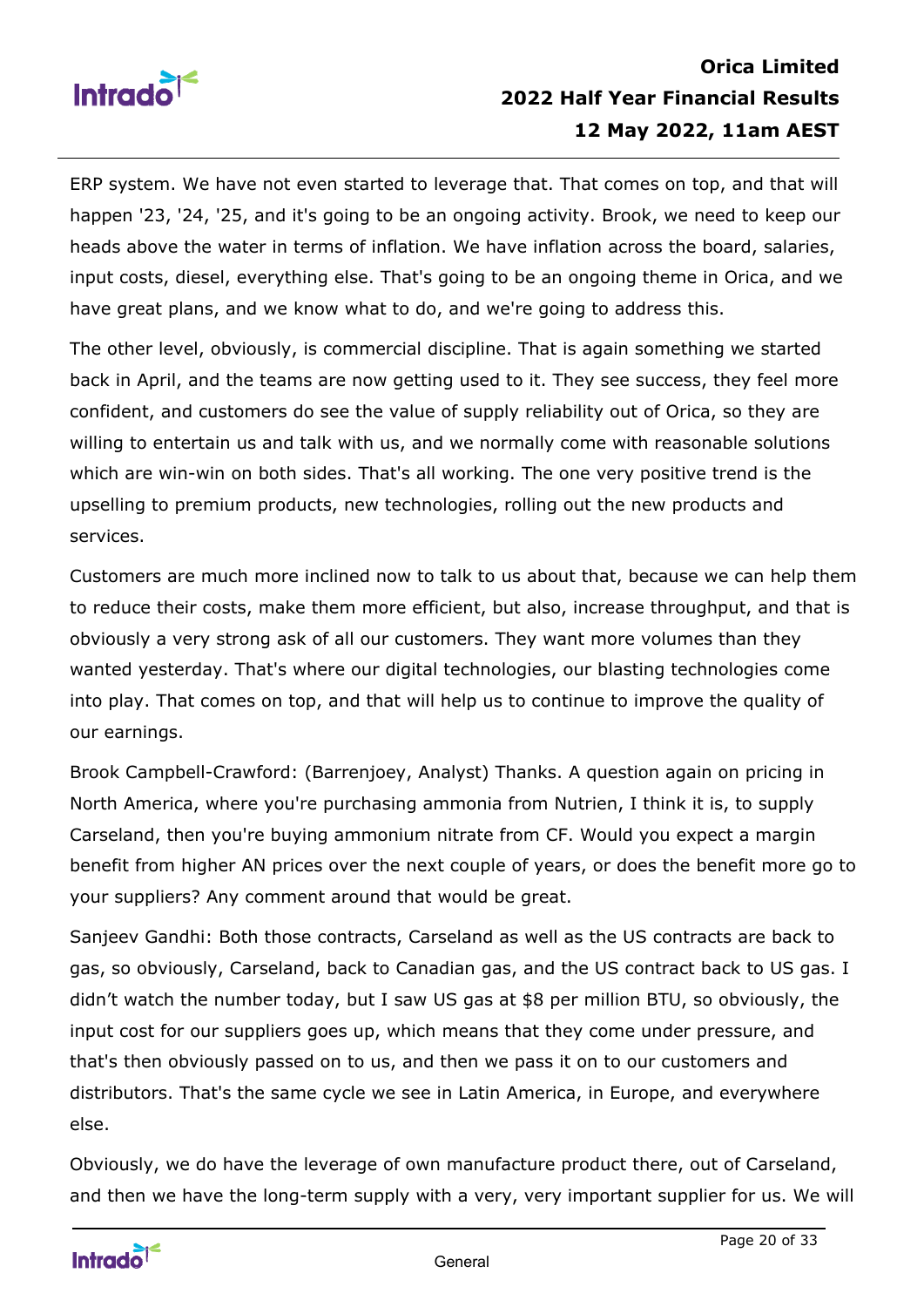ERP system. We have not even started to leverage that. That comes on top, and that will happen '23, '24, '25, and it's going to be an ongoing activity. Brook, we need to keep our heads above the water in terms of inflation. We have inflation across the board, salaries, input costs, diesel, everything else. That's going to be an ongoing theme in Orica, and we have great plans, and we know what to do, and we're going to address this.

The other level, obviously, is commercial discipline. That is again something we started back in April, and the teams are now getting used to it. They see success, they feel more confident, and customers do see the value of supply reliability out of Orica, so they are willing to entertain us and talk with us, and we normally come with reasonable solutions which are win-win on both sides. That's all working. The one very positive trend is the upselling to premium products, new technologies, rolling out the new products and services.

Customers are much more inclined now to talk to us about that, because we can help them to reduce their costs, make them more efficient, but also, increase throughput, and that is obviously a very strong ask of all our customers. They want more volumes than they wanted yesterday. That's where our digital technologies, our blasting technologies come into play. That comes on top, and that will help us to continue to improve the quality of our earnings.

Brook Campbell-Crawford: (Barrenjoey, Analyst) Thanks. A question again on pricing in North America, where you're purchasing ammonia from Nutrien, I think it is, to supply Carseland, then you're buying ammonium nitrate from CF. Would you expect a margin benefit from higher AN prices over the next couple of years, or does the benefit more go to your suppliers? Any comment around that would be great.

Sanjeev Gandhi: Both those contracts, Carseland as well as the US contracts are back to gas, so obviously, Carseland, back to Canadian gas, and the US contract back to US gas. I didn't watch the number today, but I saw US gas at $8 per million BTU, so obviously, the input cost for our suppliers goes up, which means that they come under pressure, and that's then obviously passed on to us, and then we pass it on to our customers and distributors. That's the same cycle we see in Latin America, in Europe, and everywhere else.

Obviously, we do have the leverage of own manufacture product there, out of Carseland, and then we have the long-term supply with a very, very important supplier for us. We will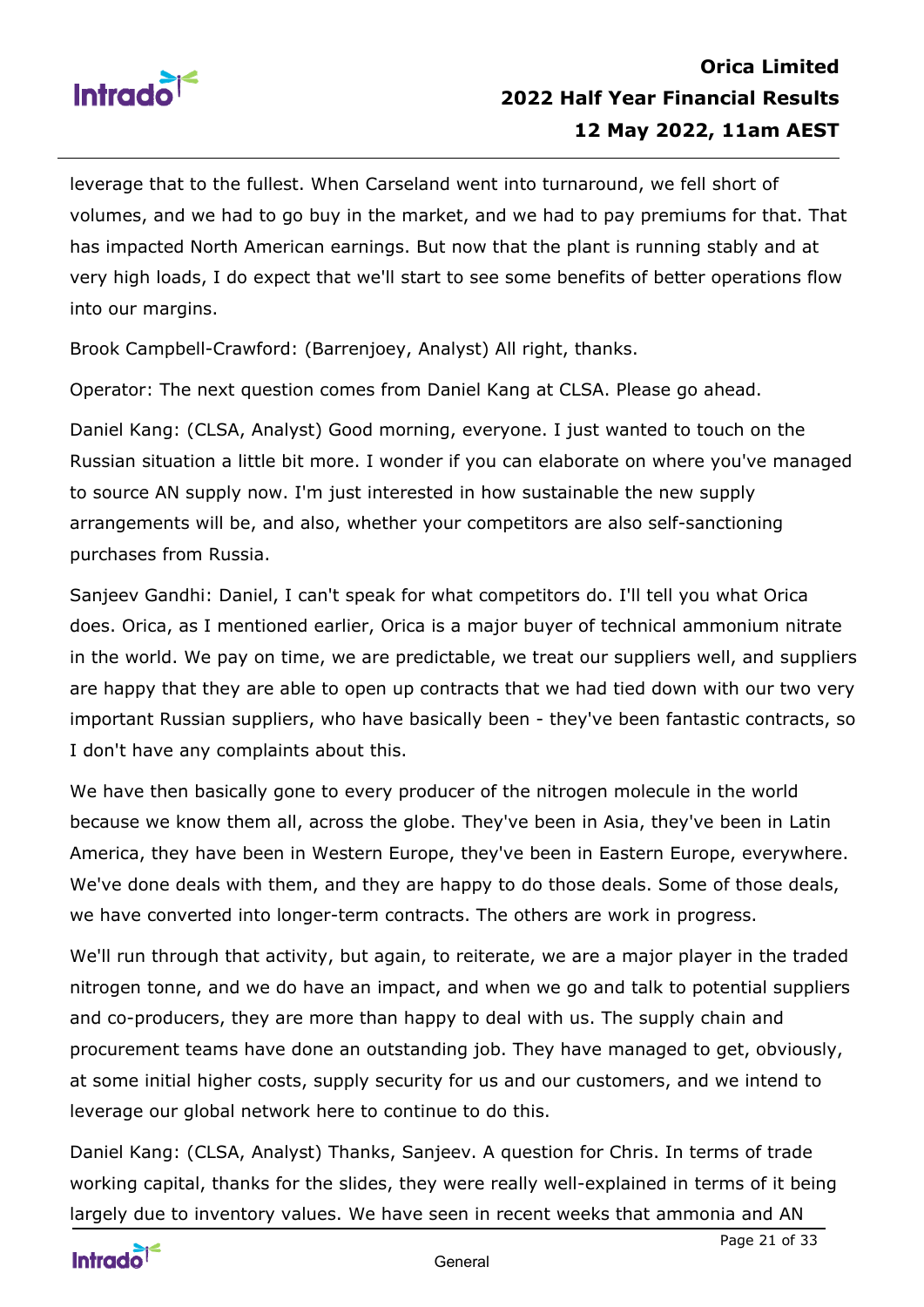leverage that to the fullest. When Carseland went into turnaround, we fell short of volumes, and we had to go buy in the market, and we had to pay premiums for that. That has impacted North American earnings. But now that the plant is running stably and at very high loads, I do expect that we'll start to see some benefits of better operations flow into our margins.

Brook Campbell-Crawford: (Barrenjoey, Analyst) All right, thanks.

Operator: The next question comes from Daniel Kang at CLSA. Please go ahead.

Daniel Kang: (CLSA, Analyst) Good morning, everyone. I just wanted to touch on the Russian situation a little bit more. I wonder if you can elaborate on where you've managed to source AN supply now. I'm just interested in how sustainable the new supply arrangements will be, and also, whether your competitors are also self-sanctioning purchases from Russia.

Sanjeev Gandhi: Daniel, I can't speak for what competitors do. I'll tell you what Orica does. Orica, as I mentioned earlier, Orica is a major buyer of technical ammonium nitrate in the world. We pay on time, we are predictable, we treat our suppliers well, and suppliers are happy that they are able to open up contracts that we had tied down with our two very important Russian suppliers, who have basically been - they've been fantastic contracts, so I don't have any complaints about this.

We have then basically gone to every producer of the nitrogen molecule in the world because we know them all, across the globe. They've been in Asia, they've been in Latin America, they have been in Western Europe, they've been in Eastern Europe, everywhere. We've done deals with them, and they are happy to do those deals. Some of those deals, we have converted into longer-term contracts. The others are work in progress.

We'll run through that activity, but again, to reiterate, we are a major player in the traded nitrogen tonne, and we do have an impact, and when we go and talk to potential suppliers and co-producers, they are more than happy to deal with us. The supply chain and procurement teams have done an outstanding job. They have managed to get, obviously, at some initial higher costs, supply security for us and our customers, and we intend to leverage our global network here to continue to do this.

Daniel Kang: (CLSA, Analyst) Thanks, Sanjeev. A question for Chris. In terms of trade working capital, thanks for the slides, they were really well-explained in terms of it being largely due to inventory values. We have seen in recent weeks that ammonia and AN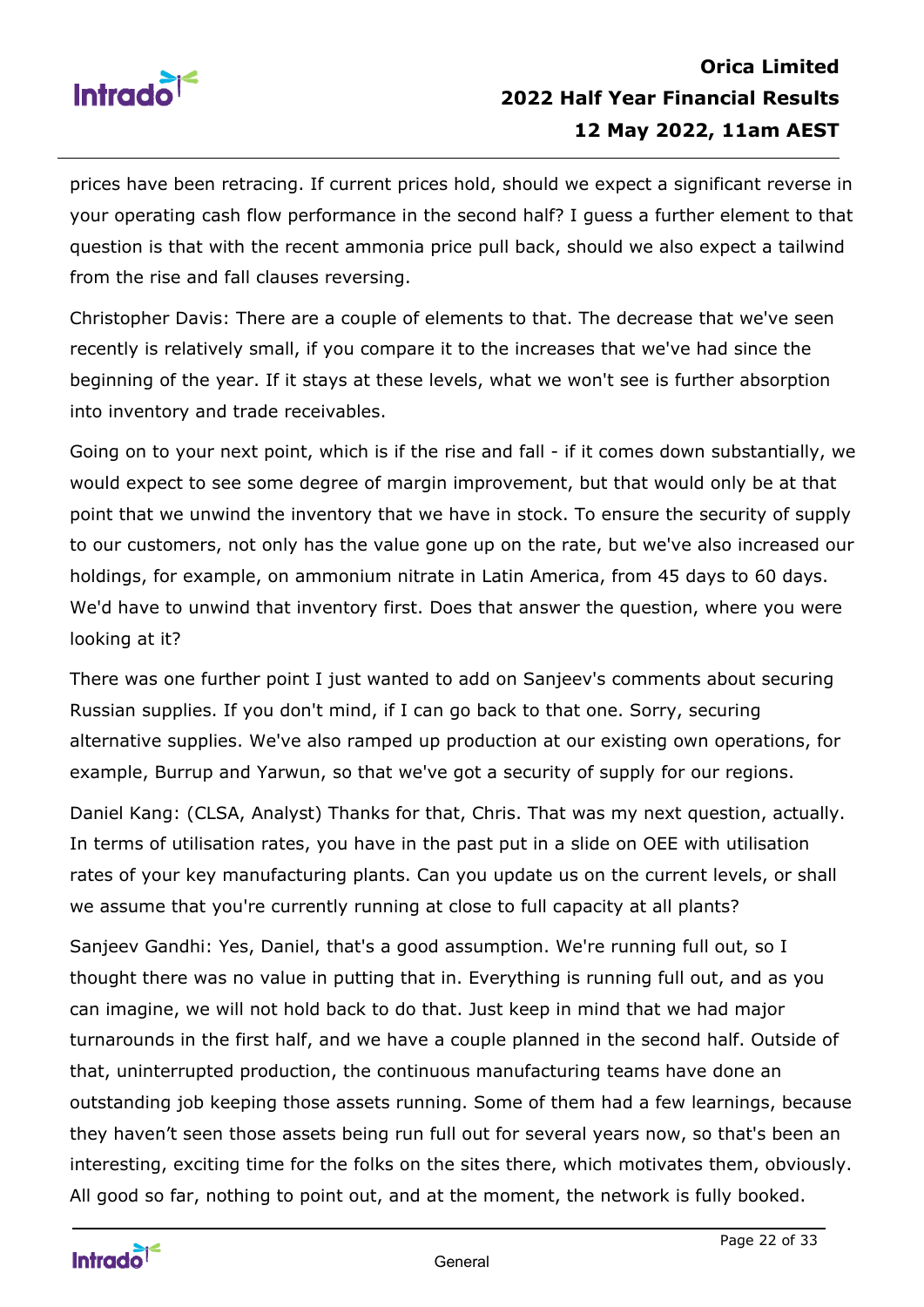prices have been retracing. If current prices hold, should we expect a significant reverse in your operating cash flow performance in the second half? I guess a further element to that question is that with the recent ammonia price pull back, should we also expect a tailwind from the rise and fall clauses reversing.

Christopher Davis: There are a couple of elements to that. The decrease that we've seen recently is relatively small, if you compare it to the increases that we've had since the beginning of the year. If it stays at these levels, what we won't see is further absorption into inventory and trade receivables.

Going on to your next point, which is if the rise and fall - if it comes down substantially, we would expect to see some degree of margin improvement, but that would only be at that point that we unwind the inventory that we have in stock. To ensure the security of supply to our customers, not only has the value gone up on the rate, but we've also increased our holdings, for example, on ammonium nitrate in Latin America, from 45 days to 60 days. We'd have to unwind that inventory first. Does that answer the question, where you were looking at it?

There was one further point I just wanted to add on Sanjeev's comments about securing Russian supplies. If you don't mind, if I can go back to that one. Sorry, securing alternative supplies. We've also ramped up production at our existing own operations, for example, Burrup and Yarwun, so that we've got a security of supply for our regions.

Daniel Kang: (CLSA, Analyst) Thanks for that, Chris. That was my next question, actually. In terms of utilisation rates, you have in the past put in a slide on OEE with utilisation rates of your key manufacturing plants. Can you update us on the current levels, or shall we assume that you're currently running at close to full capacity at all plants?

Sanjeev Gandhi: Yes, Daniel, that's a good assumption. We're running full out, so I thought there was no value in putting that in. Everything is running full out, and as you can imagine, we will not hold back to do that. Just keep in mind that we had major turnarounds in the first half, and we have a couple planned in the second half. Outside of that, uninterrupted production, the continuous manufacturing teams have done an outstanding job keeping those assets running. Some of them had a few learnings, because they haven't seen those assets being run full out for several years now, so that's been an interesting, exciting time for the folks on the sites there, which motivates them, obviously. All good so far, nothing to point out, and at the moment, the network is fully booked.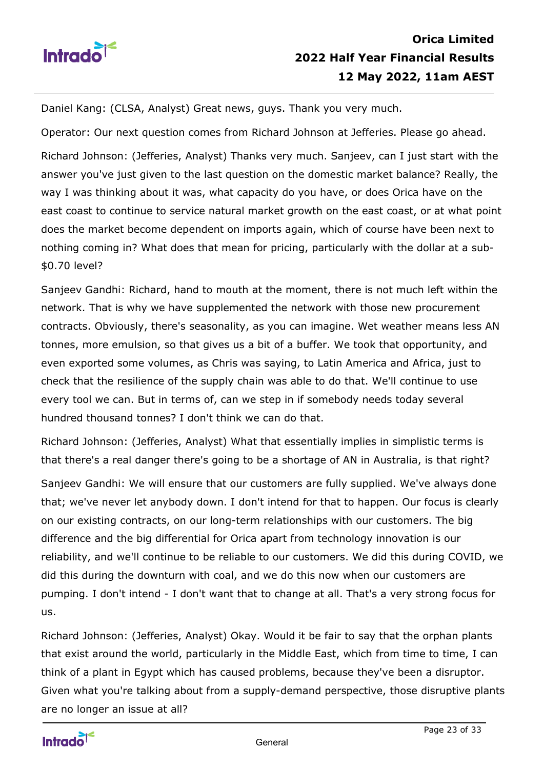Daniel Kang: (CLSA, Analyst) Great news, guys. Thank you very much.

Operator: Our next question comes from Richard Johnson at Jefferies. Please go ahead.

Richard Johnson: (Jefferies, Analyst) Thanks very much. Sanjeev, can I just start with the answer you've just given to the last question on the domestic market balance? Really, the way I was thinking about it was, what capacity do you have, or does Orica have on the east coast to continue to service natural market growth on the east coast, or at what point does the market become dependent on imports again, which of course have been next to nothing coming in? What does that mean for pricing, particularly with the dollar at a sub-$0.70 level?

Sanjeev Gandhi: Richard, hand to mouth at the moment, there is not much left within the network. That is why we have supplemented the network with those new procurement contracts. Obviously, there's seasonality, as you can imagine. Wet weather means less AN tonnes, more emulsion, so that gives us a bit of a buffer. We took that opportunity, and even exported some volumes, as Chris was saying, to Latin America and Africa, just to check that the resilience of the supply chain was able to do that. We'll continue to use every tool we can. But in terms of, can we step in if somebody needs today several hundred thousand tonnes? I don't think we can do that.

Richard Johnson: (Jefferies, Analyst) What that essentially implies in simplistic terms is that there's a real danger there's going to be a shortage of AN in Australia, is that right?

Sanjeev Gandhi: We will ensure that our customers are fully supplied. We've always done that; we've never let anybody down. I don't intend for that to happen. Our focus is clearly on our existing contracts, on our long-term relationships with our customers. The big difference and the big differential for Orica apart from technology innovation is our reliability, and we'll continue to be reliable to our customers. We did this during COVID, we did this during the downturn with coal, and we do this now when our customers are pumping. I don't intend - I don't want that to change at all. That's a very strong focus for us.

Richard Johnson: (Jefferies, Analyst) Okay. Would it be fair to say that the orphan plants that exist around the world, particularly in the Middle East, which from time to time, I can think of a plant in Egypt which has caused problems, because they've been a disruptor. Given what you're talking about from a supply-demand perspective, those disruptive plants are no longer an issue at all?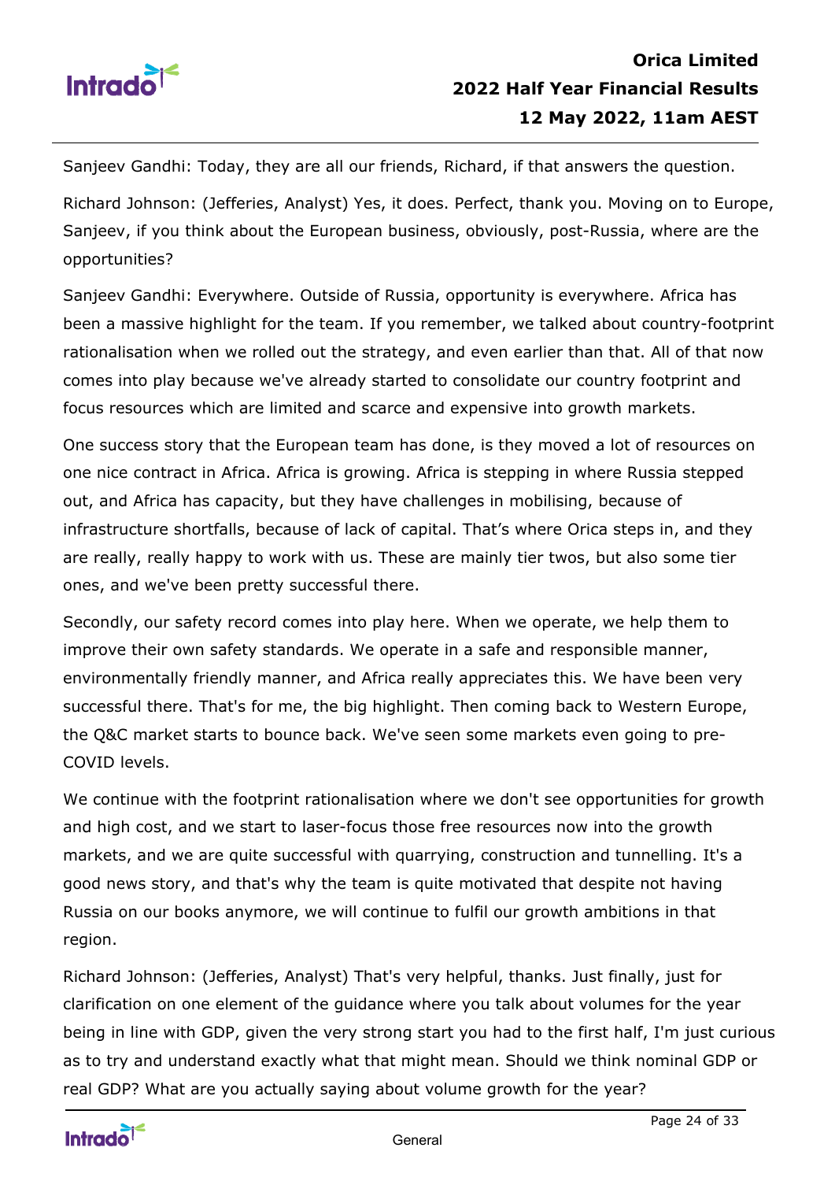Sanjeev Gandhi: Today, they are all our friends, Richard, if that answers the question.

Richard Johnson: (Jefferies, Analyst) Yes, it does. Perfect, thank you. Moving on to Europe, Sanjeev, if you think about the European business, obviously, post-Russia, where are the opportunities?

Sanjeev Gandhi: Everywhere. Outside of Russia, opportunity is everywhere. Africa has been a massive highlight for the team. If you remember, we talked about country-footprint rationalisation when we rolled out the strategy, and even earlier than that. All of that now comes into play because we've already started to consolidate our country footprint and focus resources which are limited and scarce and expensive into growth markets.

One success story that the European team has done, is they moved a lot of resources on one nice contract in Africa. Africa is growing. Africa is stepping in where Russia stepped out, and Africa has capacity, but they have challenges in mobilising, because of infrastructure shortfalls, because of lack of capital. That's where Orica steps in, and they are really, really happy to work with us. These are mainly tier twos, but also some tier ones, and we've been pretty successful there.

Secondly, our safety record comes into play here. When we operate, we help them to improve their own safety standards. We operate in a safe and responsible manner, environmentally friendly manner, and Africa really appreciates this. We have been very successful there. That's for me, the big highlight. Then coming back to Western Europe, the Q&C market starts to bounce back. We've seen some markets even going to pre-COVID levels.

We continue with the footprint rationalisation where we don't see opportunities for growth and high cost, and we start to laser-focus those free resources now into the growth markets, and we are quite successful with quarrying, construction and tunnelling. It's a good news story, and that's why the team is quite motivated that despite not having Russia on our books anymore, we will continue to fulfil our growth ambitions in that region.

Richard Johnson: (Jefferies, Analyst) That's very helpful, thanks. Just finally, just for clarification on one element of the guidance where you talk about volumes for the year being in line with GDP, given the very strong start you had to the first half, I'm just curious as to try and understand exactly what that might mean. Should we think nominal GDP or real GDP? What are you actually saying about volume growth for the year?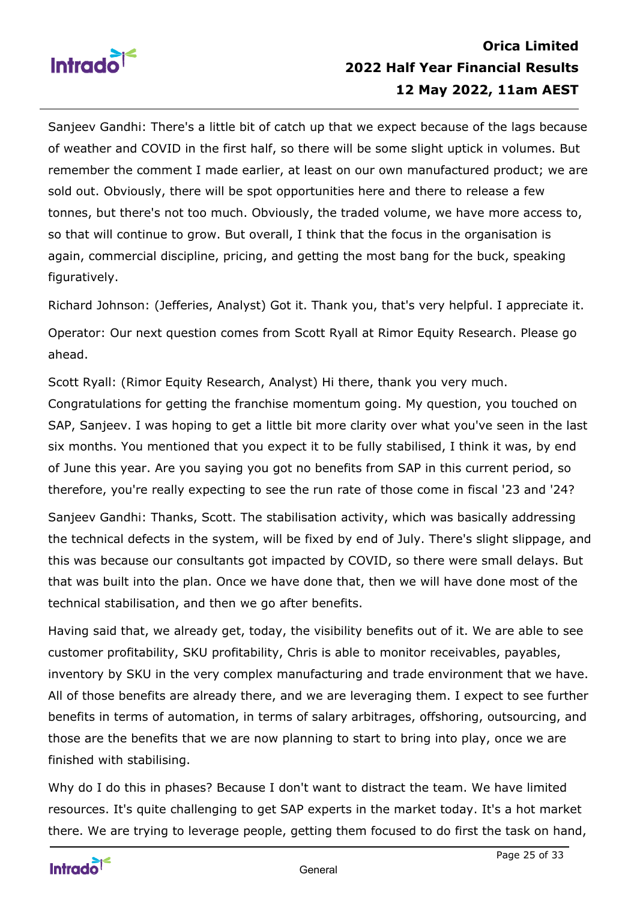Sanjeev Gandhi: There's a little bit of catch up that we expect because of the lags because of weather and COVID in the first half, so there will be some slight uptick in volumes. But remember the comment I made earlier, at least on our own manufactured product; we are sold out. Obviously, there will be spot opportunities here and there to release a few tonnes, but there's not too much. Obviously, the traded volume, we have more access to, so that will continue to grow. But overall, I think that the focus in the organisation is again, commercial discipline, pricing, and getting the most bang for the buck, speaking figuratively.

Richard Johnson: (Jefferies, Analyst) Got it. Thank you, that's very helpful. I appreciate it.

Operator: Our next question comes from Scott Ryall at Rimor Equity Research. Please go ahead.

Scott Ryall: (Rimor Equity Research, Analyst) Hi there, thank you very much. Congratulations for getting the franchise momentum going. My question, you touched on SAP, Sanjeev. I was hoping to get a little bit more clarity over what you've seen in the last six months. You mentioned that you expect it to be fully stabilised, I think it was, by end of June this year. Are you saying you got no benefits from SAP in this current period, so therefore, you're really expecting to see the run rate of those come in fiscal '23 and '24?

Sanjeev Gandhi: Thanks, Scott. The stabilisation activity, which was basically addressing the technical defects in the system, will be fixed by end of July. There's slight slippage, and this was because our consultants got impacted by COVID, so there were small delays. But that was built into the plan. Once we have done that, then we will have done most of the technical stabilisation, and then we go after benefits.

Having said that, we already get, today, the visibility benefits out of it. We are able to see customer profitability, SKU profitability, Chris is able to monitor receivables, payables, inventory by SKU in the very complex manufacturing and trade environment that we have. All of those benefits are already there, and we are leveraging them. I expect to see further benefits in terms of automation, in terms of salary arbitrages, offshoring, outsourcing, and those are the benefits that we are now planning to start to bring into play, once we are finished with stabilising.

Why do I do this in phases? Because I don't want to distract the team. We have limited resources. It's quite challenging to get SAP experts in the market today. It's a hot market there. We are trying to leverage people, getting them focused to do first the task on hand,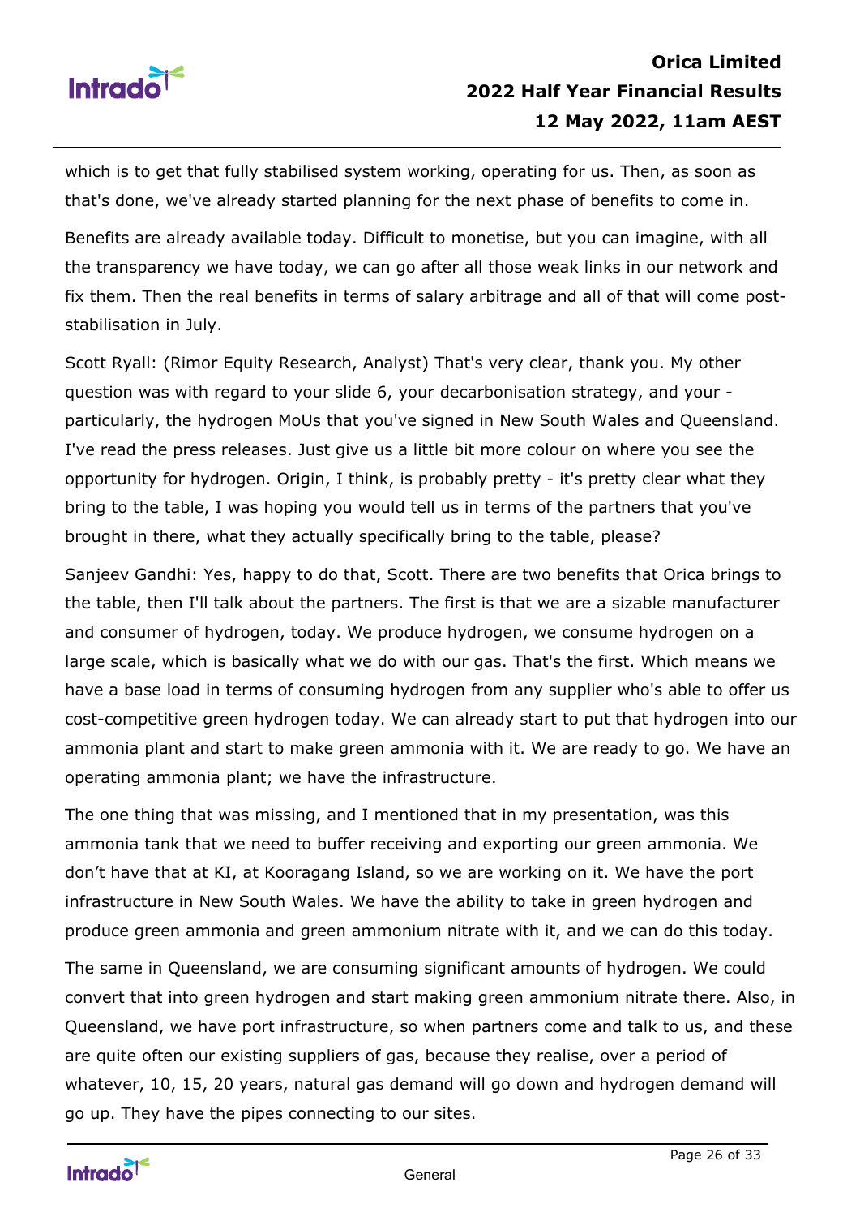which is to get that fully stabilised system working, operating for us. Then, as soon as that's done, we've already started planning for the next phase of benefits to come in.

Benefits are already available today. Difficult to monetise, but you can imagine, with all the transparency we have today, we can go after all those weak links in our network and fix them. Then the real benefits in terms of salary arbitrage and all of that will come post-stabilisation in July.

Scott Ryall: (Rimor Equity Research, Analyst) That's very clear, thank you. My other question was with regard to your slide 6, your decarbonisation strategy, and your - particularly, the hydrogen MoUs that you've signed in New South Wales and Queensland. I've read the press releases. Just give us a little bit more colour on where you see the opportunity for hydrogen. Origin, I think, is probably pretty - it's pretty clear what they bring to the table, I was hoping you would tell us in terms of the partners that you've brought in there, what they actually specifically bring to the table, please?

Sanjeev Gandhi: Yes, happy to do that, Scott. There are two benefits that Orica brings to the table, then I'll talk about the partners. The first is that we are a sizable manufacturer and consumer of hydrogen, today. We produce hydrogen, we consume hydrogen on a large scale, which is basically what we do with our gas. That's the first. Which means we have a base load in terms of consuming hydrogen from any supplier who's able to offer us cost-competitive green hydrogen today. We can already start to put that hydrogen into our ammonia plant and start to make green ammonia with it. We are ready to go. We have an operating ammonia plant; we have the infrastructure.

The one thing that was missing, and I mentioned that in my presentation, was this ammonia tank that we need to buffer receiving and exporting our green ammonia. We don't have that at KI, at Kooragang Island, so we are working on it. We have the port infrastructure in New South Wales. We have the ability to take in green hydrogen and produce green ammonia and green ammonium nitrate with it, and we can do this today.

The same in Queensland, we are consuming significant amounts of hydrogen. We could convert that into green hydrogen and start making green ammonium nitrate there. Also, in Queensland, we have port infrastructure, so when partners come and talk to us, and these are quite often our existing suppliers of gas, because they realise, over a period of whatever, 10, 15, 20 years, natural gas demand will go down and hydrogen demand will go up. They have the pipes connecting to our sites.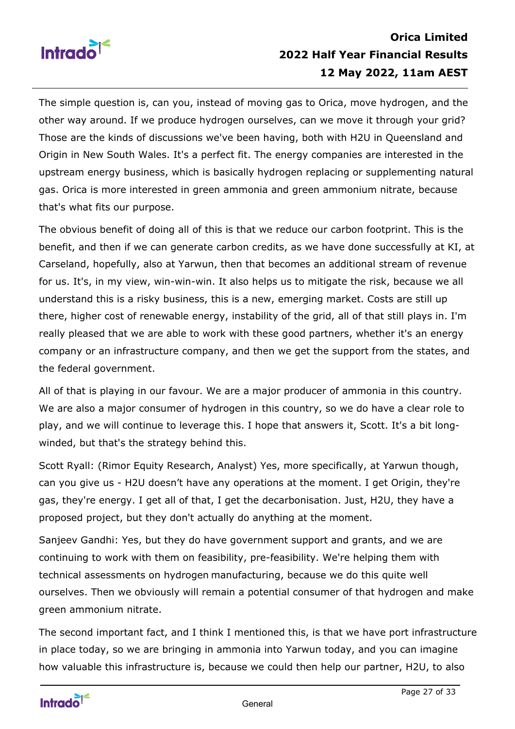The simple question is, can you, instead of moving gas to Orica, move hydrogen, and the other way around. If we produce hydrogen ourselves, can we move it through your grid? Those are the kinds of discussions we've been having, both with H2U in Queensland and Origin in New South Wales. It's a perfect fit. The energy companies are interested in the upstream energy business, which is basically hydrogen replacing or supplementing natural gas. Orica is more interested in green ammonia and green ammonium nitrate, because that's what fits our purpose.

The obvious benefit of doing all of this is that we reduce our carbon footprint. This is the benefit, and then if we can generate carbon credits, as we have done successfully at KI, at Carseland, hopefully, also at Yarwun, then that becomes an additional stream of revenue for us. It's, in my view, win-win-win. It also helps us to mitigate the risk, because we all understand this is a risky business, this is a new, emerging market. Costs are still up there, higher cost of renewable energy, instability of the grid, all of that still plays in. I'm really pleased that we are able to work with these good partners, whether it's an energy company or an infrastructure company, and then we get the support from the states, and the federal government.

All of that is playing in our favour. We are a major producer of ammonia in this country. We are also a major consumer of hydrogen in this country, so we do have a clear role to play, and we will continue to leverage this. I hope that answers it, Scott. It's a bit long-winded, but that's the strategy behind this.

Scott Ryall: (Rimor Equity Research, Analyst) Yes, more specifically, at Yarwun though, can you give us - H2U doesn't have any operations at the moment. I get Origin, they're gas, they're energy. I get all of that, I get the decarbonisation. Just, H2U, they have a proposed project, but they don't actually do anything at the moment.

Sanjeev Gandhi: Yes, but they do have government support and grants, and we are continuing to work with them on feasibility, pre-feasibility. We're helping them with technical assessments on hydrogen manufacturing, because we do this quite well ourselves. Then we obviously will remain a potential consumer of that hydrogen and make green ammonium nitrate.

The second important fact, and I think I mentioned this, is that we have port infrastructure in place today, so we are bringing in ammonia into Yarwun today, and you can imagine how valuable this infrastructure is, because we could then help our partner, H2U, to also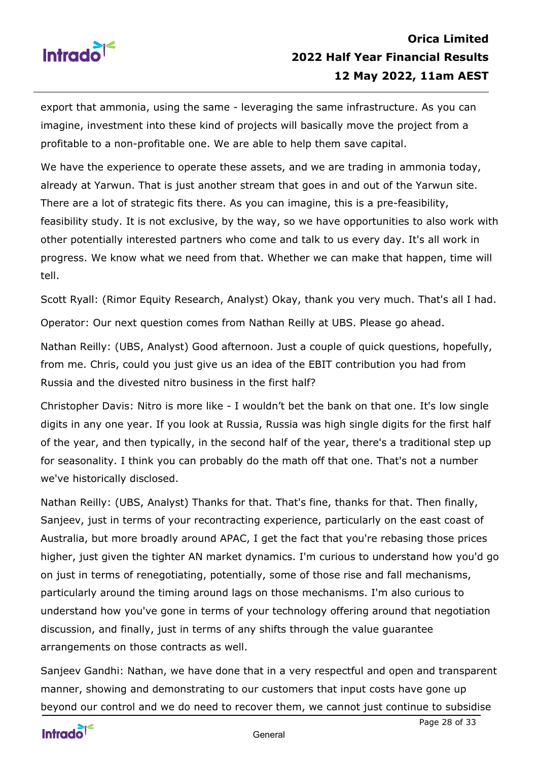export that ammonia, using the same - leveraging the same infrastructure. As you can imagine, investment into these kind of projects will basically move the project from a profitable to a non-profitable one. We are able to help them save capital.

We have the experience to operate these assets, and we are trading in ammonia today, already at Yarwun. That is just another stream that goes in and out of the Yarwun site. There are a lot of strategic fits there. As you can imagine, this is a pre-feasibility, feasibility study. It is not exclusive, by the way, so we have opportunities to also work with other potentially interested partners who come and talk to us every day. It's all work in progress. We know what we need from that. Whether we can make that happen, time will tell.

Scott Ryall: (Rimor Equity Research, Analyst) Okay, thank you very much. That's all I had.

Operator: Our next question comes from Nathan Reilly at UBS. Please go ahead.

Nathan Reilly: (UBS, Analyst) Good afternoon. Just a couple of quick questions, hopefully, from me. Chris, could you just give us an idea of the EBIT contribution you had from Russia and the divested nitro business in the first half?

Christopher Davis: Nitro is more like - I wouldn’t bet the bank on that one. It's low single digits in any one year. If you look at Russia, Russia was high single digits for the first half of the year, and then typically, in the second half of the year, there's a traditional step up for seasonality. I think you can probably do the math off that one. That's not a number we've historically disclosed.

Nathan Reilly: (UBS, Analyst) Thanks for that. That's fine, thanks for that. Then finally, Sanjeev, just in terms of your recontracting experience, particularly on the east coast of Australia, but more broadly around APAC, I get the fact that you're rebasing those prices higher, just given the tighter AN market dynamics. I'm curious to understand how you'd go on just in terms of renegotiating, potentially, some of those rise and fall mechanisms, particularly around the timing around lags on those mechanisms. I'm also curious to understand how you've gone in terms of your technology offering around that negotiation discussion, and finally, just in terms of any shifts through the value guarantee arrangements on those contracts as well.

Sanjeev Gandhi: Nathan, we have done that in a very respectful and open and transparent manner, showing and demonstrating to our customers that input costs have gone up beyond our control and we do need to recover them, we cannot just continue to subsidise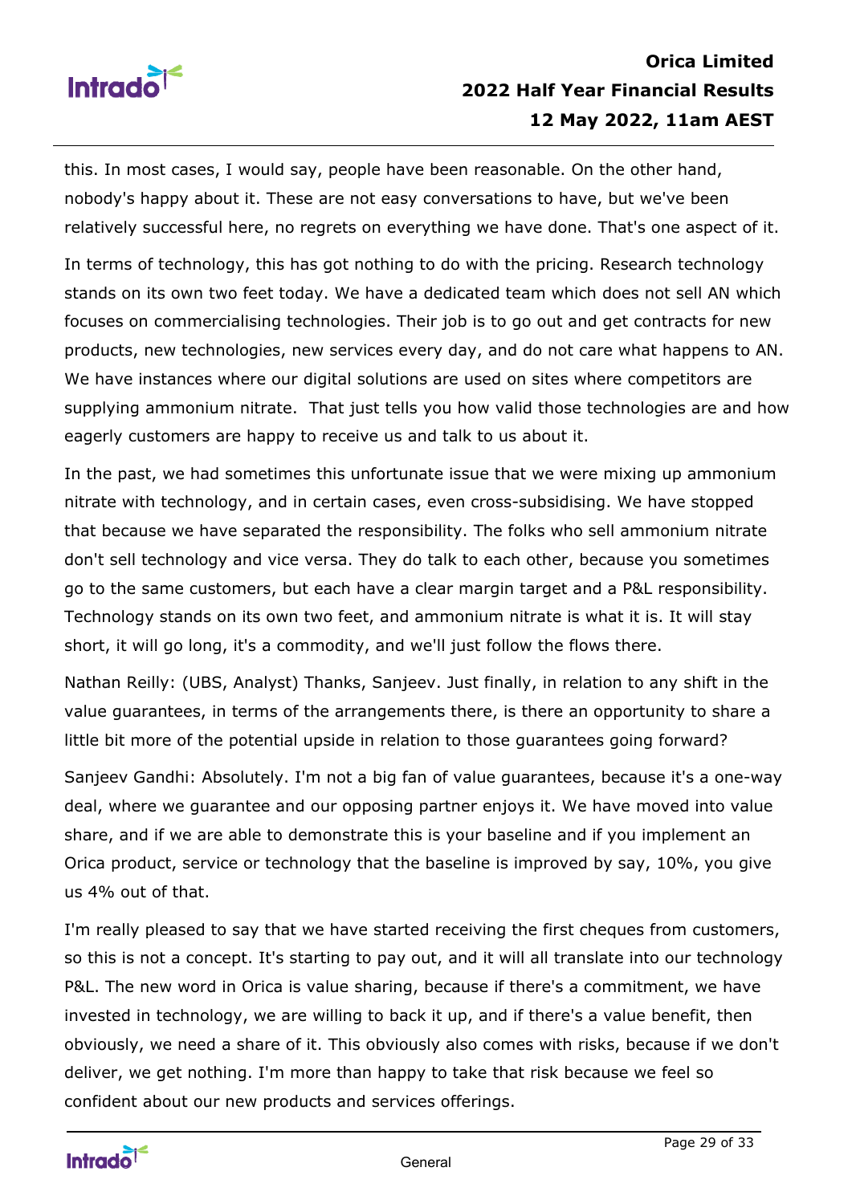this. In most cases, I would say, people have been reasonable. On the other hand, nobody's happy about it. These are not easy conversations to have, but we've been relatively successful here, no regrets on everything we have done. That's one aspect of it.

In terms of technology, this has got nothing to do with the pricing. Research technology stands on its own two feet today. We have a dedicated team which does not sell AN which focuses on commercialising technologies. Their job is to go out and get contracts for new products, new technologies, new services every day, and do not care what happens to AN. We have instances where our digital solutions are used on sites where competitors are supplying ammonium nitrate. That just tells you how valid those technologies are and how eagerly customers are happy to receive us and talk to us about it.

In the past, we had sometimes this unfortunate issue that we were mixing up ammonium nitrate with technology, and in certain cases, even cross-subsidising. We have stopped that because we have separated the responsibility. The folks who sell ammonium nitrate don't sell technology and vice versa. They do talk to each other, because you sometimes go to the same customers, but each have a clear margin target and a P&L responsibility. Technology stands on its own two feet, and ammonium nitrate is what it is. It will stay short, it will go long, it's a commodity, and we'll just follow the flows there.

Nathan Reilly: (UBS, Analyst) Thanks, Sanjeev. Just finally, in relation to any shift in the value guarantees, in terms of the arrangements there, is there an opportunity to share a little bit more of the potential upside in relation to those guarantees going forward?

Sanjeev Gandhi: Absolutely. I'm not a big fan of value guarantees, because it's a one-way deal, where we guarantee and our opposing partner enjoys it. We have moved into value share, and if we are able to demonstrate this is your baseline and if you implement an Orica product, service or technology that the baseline is improved by say, 10%, you give us 4% out of that.

I'm really pleased to say that we have started receiving the first cheques from customers, so this is not a concept. It's starting to pay out, and it will all translate into our technology P&L. The new word in Orica is value sharing, because if there's a commitment, we have invested in technology, we are willing to back it up, and if there's a value benefit, then obviously, we need a share of it. This obviously also comes with risks, because if we don't deliver, we get nothing. I'm more than happy to take that risk because we feel so confident about our new products and services offerings.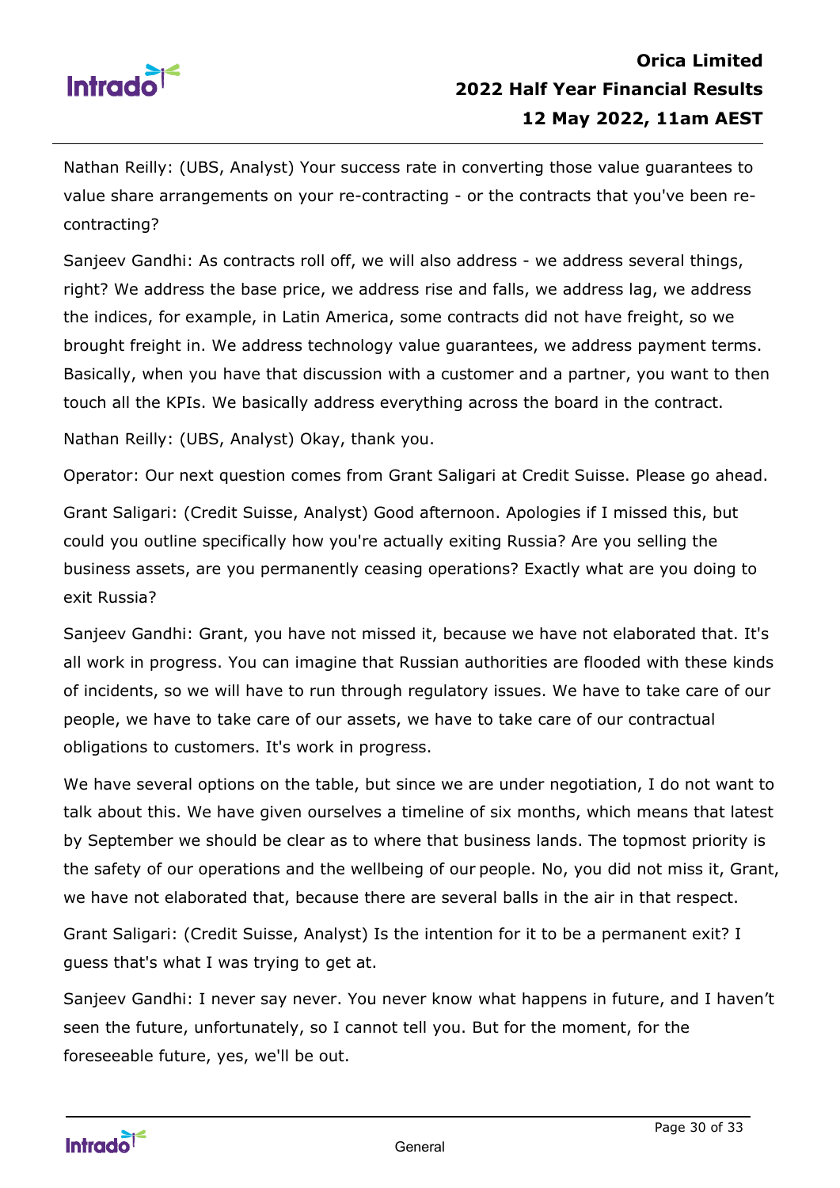Nathan Reilly: (UBS, Analyst) Your success rate in converting those value guarantees to value share arrangements on your re-contracting - or the contracts that you've been re-contracting?

Sanjeev Gandhi: As contracts roll off, we will also address - we address several things, right? We address the base price, we address rise and falls, we address lag, we address the indices, for example, in Latin America, some contracts did not have freight, so we brought freight in. We address technology value guarantees, we address payment terms. Basically, when you have that discussion with a customer and a partner, you want to then touch all the KPIs. We basically address everything across the board in the contract.

Nathan Reilly: (UBS, Analyst) Okay, thank you.

Operator: Our next question comes from Grant Saligari at Credit Suisse. Please go ahead.

Grant Saligari: (Credit Suisse, Analyst) Good afternoon. Apologies if I missed this, but could you outline specifically how you're actually exiting Russia? Are you selling the business assets, are you permanently ceasing operations? Exactly what are you doing to exit Russia?

Sanjeev Gandhi: Grant, you have not missed it, because we have not elaborated that. It's all work in progress. You can imagine that Russian authorities are flooded with these kinds of incidents, so we will have to run through regulatory issues. We have to take care of our people, we have to take care of our assets, we have to take care of our contractual obligations to customers. It's work in progress.

We have several options on the table, but since we are under negotiation, I do not want to talk about this. We have given ourselves a timeline of six months, which means that latest by September we should be clear as to where that business lands. The topmost priority is the safety of our operations and the wellbeing of our people. No, you did not miss it, Grant, we have not elaborated that, because there are several balls in the air in that respect.

Grant Saligari: (Credit Suisse, Analyst) Is the intention for it to be a permanent exit? I guess that's what I was trying to get at.

Sanjeev Gandhi: I never say never. You never know what happens in future, and I haven't seen the future, unfortunately, so I cannot tell you. But for the moment, for the foreseeable future, yes, we'll be out.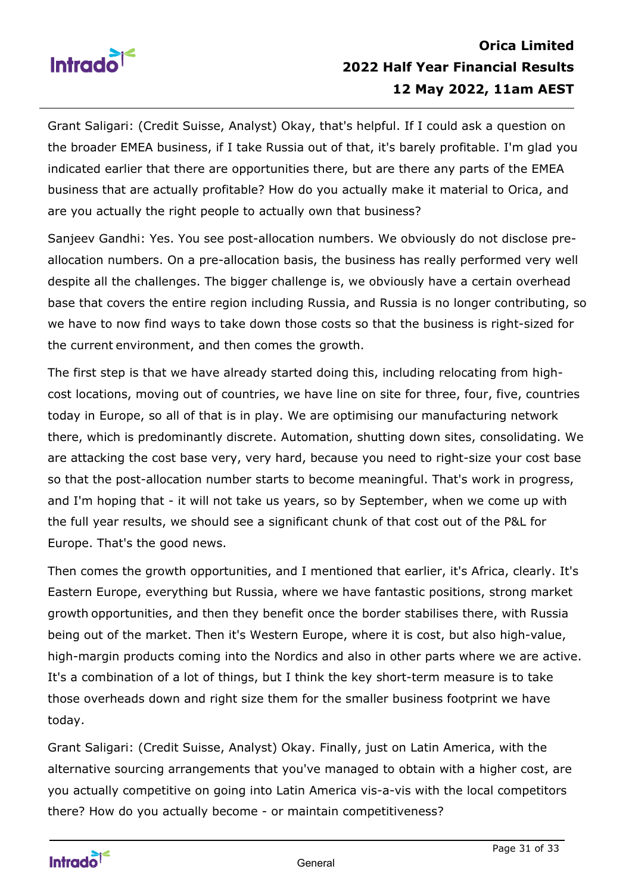Grant Saligari: (Credit Suisse, Analyst) Okay, that's helpful. If I could ask a question on the broader EMEA business, if I take Russia out of that, it's barely profitable. I'm glad you indicated earlier that there are opportunities there, but are there any parts of the EMEA business that are actually profitable? How do you actually make it material to Orica, and are you actually the right people to actually own that business?

Sanjeev Gandhi: Yes. You see post-allocation numbers. We obviously do not disclose pre-allocation numbers. On a pre-allocation basis, the business has really performed very well despite all the challenges. The bigger challenge is, we obviously have a certain overhead base that covers the entire region including Russia, and Russia is no longer contributing, so we have to now find ways to take down those costs so that the business is right-sized for the current environment, and then comes the growth.

The first step is that we have already started doing this, including relocating from high-cost locations, moving out of countries, we have line on site for three, four, five, countries today in Europe, so all of that is in play. We are optimising our manufacturing network there, which is predominantly discrete. Automation, shutting down sites, consolidating. We are attacking the cost base very, very hard, because you need to right-size your cost base so that the post-allocation number starts to become meaningful. That's work in progress, and I'm hoping that - it will not take us years, so by September, when we come up with the full year results, we should see a significant chunk of that cost out of the P&L for Europe. That's the good news.

Then comes the growth opportunities, and I mentioned that earlier, it's Africa, clearly. It's Eastern Europe, everything but Russia, where we have fantastic positions, strong market growth opportunities, and then they benefit once the border stabilises there, with Russia being out of the market. Then it's Western Europe, where it is cost, but also high-value, high-margin products coming into the Nordics and also in other parts where we are active. It's a combination of a lot of things, but I think the key short-term measure is to take those overheads down and right size them for the smaller business footprint we have today.

Grant Saligari: (Credit Suisse, Analyst) Okay. Finally, just on Latin America, with the alternative sourcing arrangements that you've managed to obtain with a higher cost, are you actually competitive on going into Latin America vis-a-vis with the local competitors there? How do you actually become - or maintain competitiveness?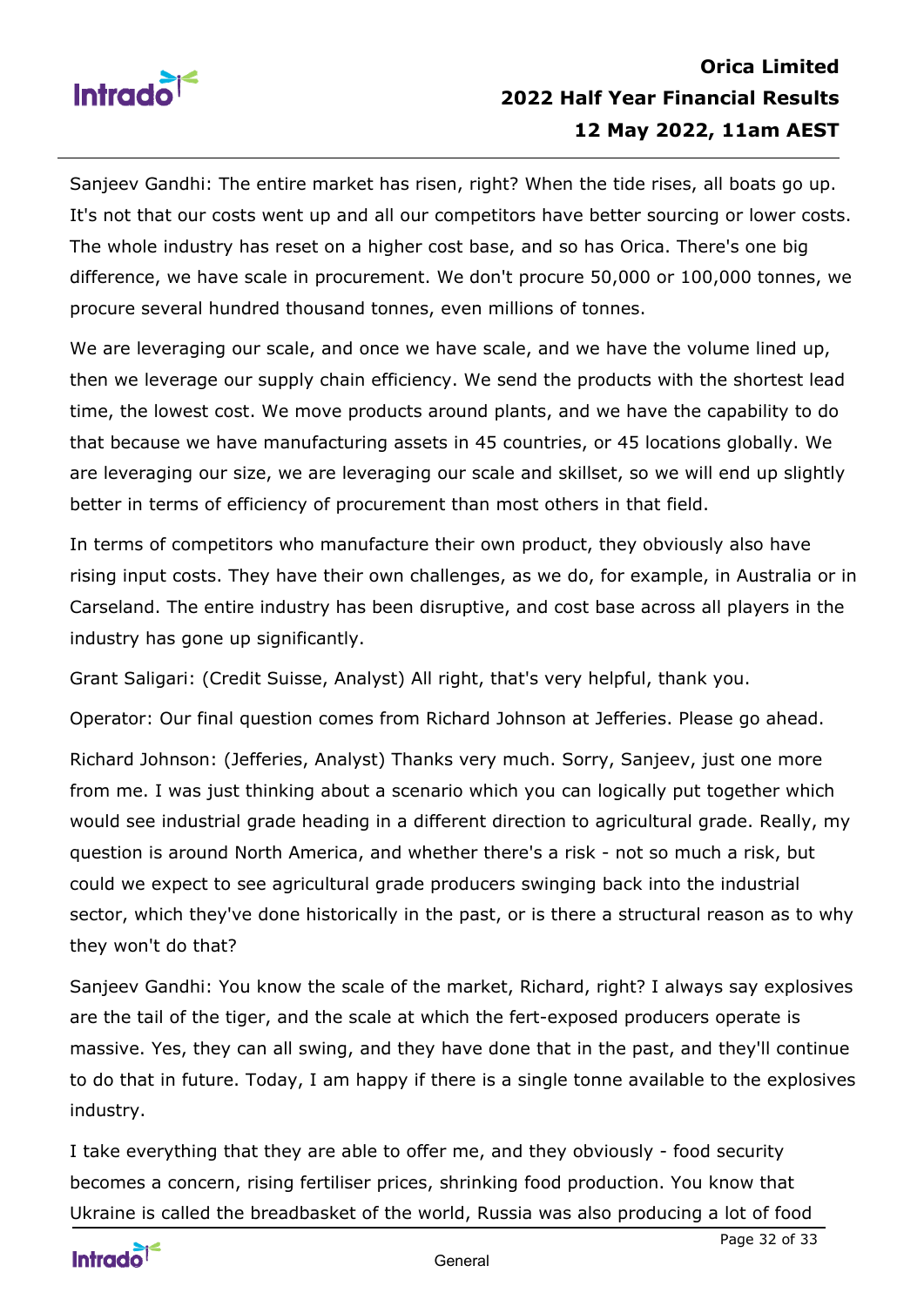Sanjeev Gandhi: The entire market has risen, right? When the tide rises, all boats go up. It's not that our costs went up and all our competitors have better sourcing or lower costs. The whole industry has reset on a higher cost base, and so has Orica. There's one big difference, we have scale in procurement. We don't procure 50,000 or 100,000 tonnes, we procure several hundred thousand tonnes, even millions of tonnes.

We are leveraging our scale, and once we have scale, and we have the volume lined up, then we leverage our supply chain efficiency. We send the products with the shortest lead time, the lowest cost. We move products around plants, and we have the capability to do that because we have manufacturing assets in 45 countries, or 45 locations globally. We are leveraging our size, we are leveraging our scale and skillset, so we will end up slightly better in terms of efficiency of procurement than most others in that field.

In terms of competitors who manufacture their own product, they obviously also have rising input costs. They have their own challenges, as we do, for example, in Australia or in Carseland. The entire industry has been disruptive, and cost base across all players in the industry has gone up significantly.

Grant Saligari: (Credit Suisse, Analyst) All right, that's very helpful, thank you.

Operator: Our final question comes from Richard Johnson at Jefferies. Please go ahead.

Richard Johnson: (Jefferies, Analyst) Thanks very much. Sorry, Sanjeev, just one more from me. I was just thinking about a scenario which you can logically put together which would see industrial grade heading in a different direction to agricultural grade. Really, my question is around North America, and whether there's a risk - not so much a risk, but could we expect to see agricultural grade producers swinging back into the industrial sector, which they've done historically in the past, or is there a structural reason as to why they won't do that?

Sanjeev Gandhi: You know the scale of the market, Richard, right? I always say explosives are the tail of the tiger, and the scale at which the fert-exposed producers operate is massive. Yes, they can all swing, and they have done that in the past, and they'll continue to do that in future. Today, I am happy if there is a single tonne available to the explosives industry.

I take everything that they are able to offer me, and they obviously - food security becomes a concern, rising fertiliser prices, shrinking food production. You know that Ukraine is called the breadbasket of the world, Russia was also producing a lot of food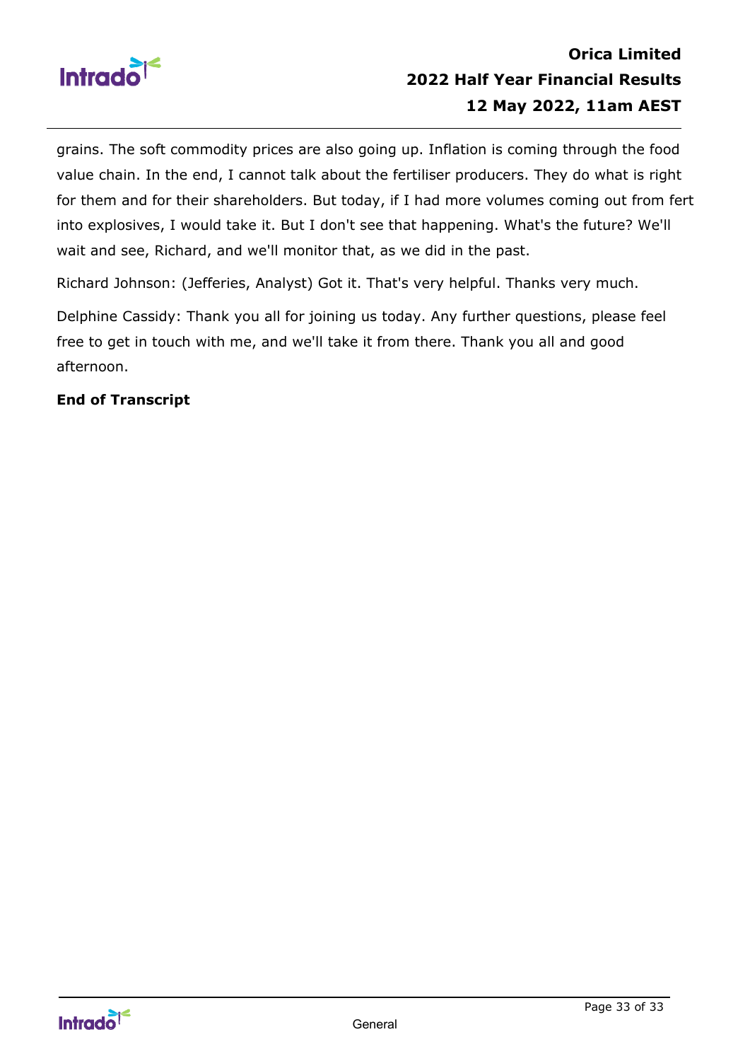grains. The soft commodity prices are also going up. Inflation is coming through the food value chain. In the end, I cannot talk about the fertiliser producers. They do what is right for them and for their shareholders. But today, if I had more volumes coming out from fert into explosives, I would take it. But I don't see that happening. What's the future? We'll wait and see, Richard, and we'll monitor that, as we did in the past.

Richard Johnson: (Jefferies, Analyst) Got it. That's very helpful. Thanks very much.

Delphine Cassidy: Thank you all for joining us today. Any further questions, please feel free to get in touch with me, and we'll take it from there. Thank you all and good afternoon.

**End of Transcript**